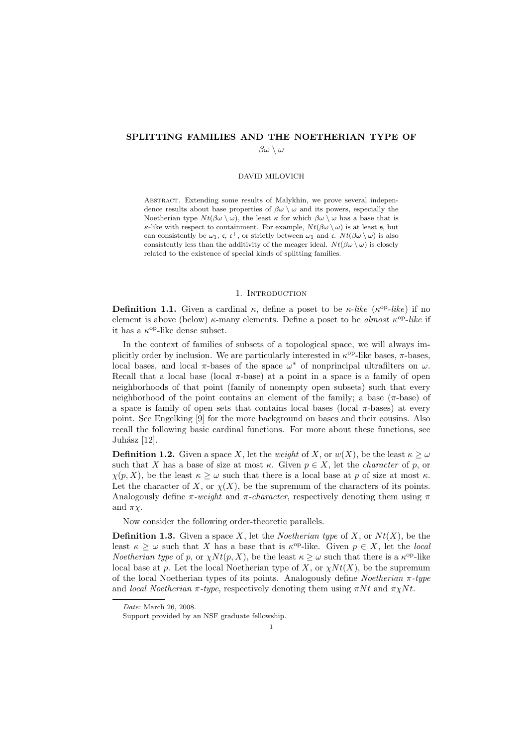# SPLITTING FAMILIES AND THE NOETHERIAN TYPE OF $\beta\omega \setminus \omega$

DAVID MILOVICH

Abstract. Extending some results of Malykhin, we prove several independence results about base properties of $\beta\omega \setminus \omega$ and its powers, especially the Noetherian type $Nt(\beta\omega \setminus \omega)$, the least $\kappa$ for which $\beta\omega \setminus \omega$ has a base that is $\kappa$-like with respect to containment. For example, $Nt(\beta\omega \setminus \omega)$ is at least $\mathfrak{s}$, but can consistently be $\omega_1$, $\mathfrak{c}$, $\mathfrak{c}^+$, or strictly between $\omega_1$ and $\mathfrak{c}$. $Nt(\beta\omega \setminus \omega)$ is also consistently less than the additivity of the meager ideal. $Nt(\beta\omega \setminus \omega)$ is closely related to the existence of special kinds of splitting families.

## 1. Introduction

**Definition 1.1.** Given a cardinal $\kappa$, define a poset to be *$\kappa$-like* (*$\kappa^{\text{op}}$-like*) if no element is above (below) $\kappa$-many elements. Define a poset to be *almost $\kappa^{\text{op}}$-like* if it has a $\kappa^{\text{op}}$-like dense subset.

In the context of families of subsets of a topological space, we will always implicitly order by inclusion. We are particularly interested in $\kappa^{\text{op}}$-like bases, $\pi$-bases, local bases, and local $\pi$-bases of the space $\omega^*$ of nonprincipal ultrafilters on $\omega$. Recall that a local base (local $\pi$-base) at a point in a space is a family of open neighborhoods of that point (family of nonempty open subsets) such that every neighborhood of the point contains an element of the family; a base ($\pi$-base) of a space is family of open sets that contains local bases (local $\pi$-bases) at every point. See Engelking [9] for the more background on bases and their cousins. Also recall the following basic cardinal functions. For more about these functions, see Juhász [12].

**Definition 1.2.** Given a space $X$, let the *weight* of $X$, or $w(X)$, be the least $\kappa \geq \omega$ such that $X$ has a base of size at most $\kappa$. Given $p \in X$, let the *character* of $p$, or $\chi(p, X)$, be the least $\kappa \geq \omega$ such that there is a local base at $p$ of size at most $\kappa$. Let the character of $X$, or $\chi(X)$, be the supremum of the characters of its points. Analogously define *$\pi$-weight* and *$\pi$-character*, respectively denoting them using $\pi$ and $\pi\chi$.

Now consider the following order-theoretic parallels.

**Definition 1.3.** Given a space $X$, let the *Noetherian type* of $X$, or $Nt(X)$, be the least $\kappa \geq \omega$ such that $X$ has a base that is $\kappa^{\text{op}}$-like. Given $p \in X$, let the *local Noetherian type* of $p$, or $\chi Nt(p, X)$, be the least $\kappa \geq \omega$ such that there is a $\kappa^{\text{op}}$-like local base at $p$. Let the local Noetherian type of $X$, or $\chi Nt(X)$, be the supremum of the local Noetherian types of its points. Analogously define *Noetherian $\pi$-type* and *local Noetherian $\pi$-type*, respectively denoting them using $\pi Nt$ and $\pi\chi Nt$.

*Date*: March 26, 2008.

Support provided by an NSF graduate fellowship.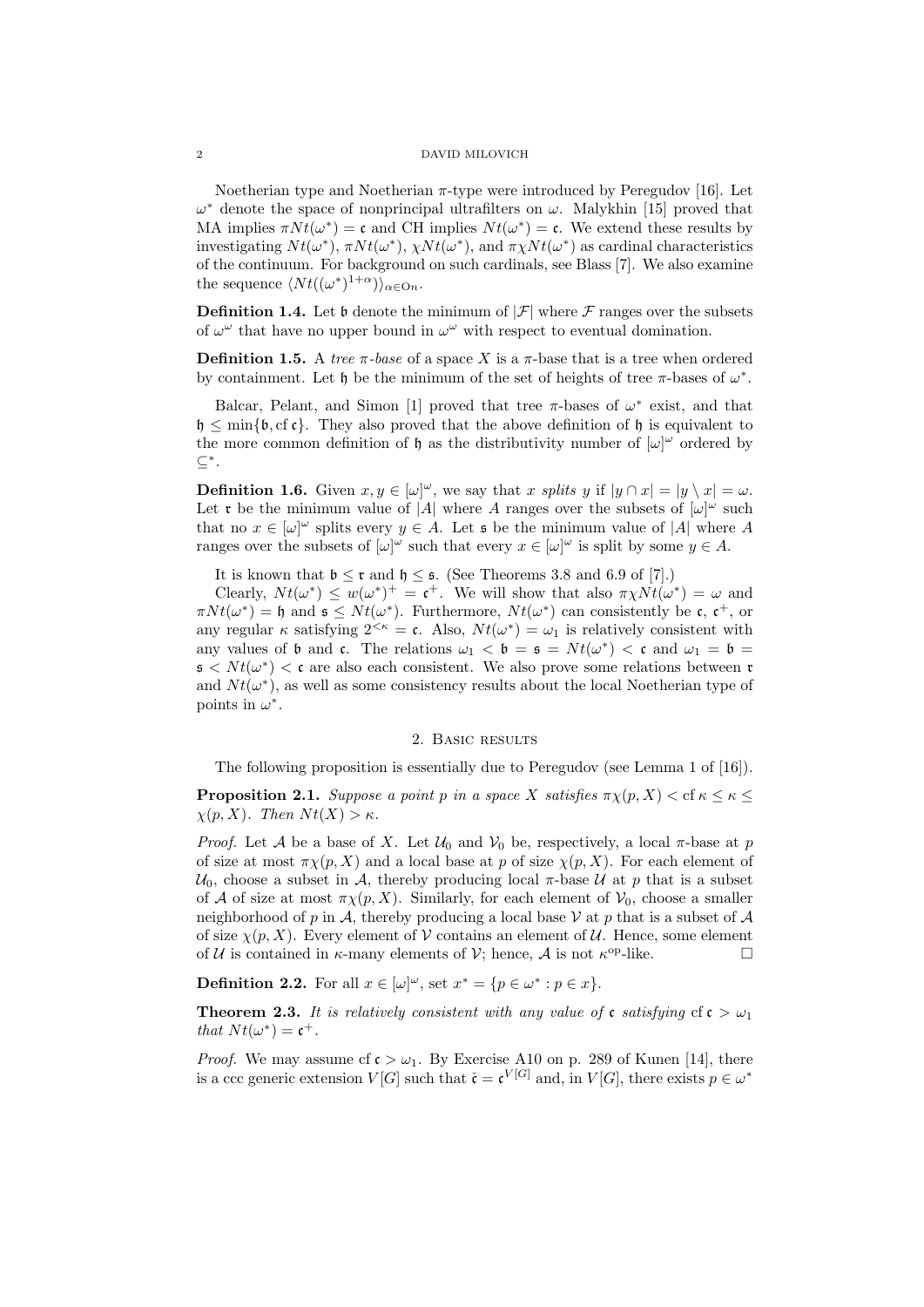Noetherian type and Noetherian $\pi$-type were introduced by Peregudov [16]. Let $\omega^*$ denote the space of nonprincipal ultrafilters on $\omega$. Malykhin [15] proved that MA implies $\pi Nt(\omega^*) = \mathfrak{c}$ and CH implies $Nt(\omega^*) = \mathfrak{c}$. We extend these results by investigating $Nt(\omega^*)$, $\pi Nt(\omega^*)$, $\chi Nt(\omega^*)$, and $\pi\chi Nt(\omega^*)$ as cardinal characteristics of the continuum. For background on such cardinals, see Blass [7]. We also examine the sequence $\langle Nt((\omega^*)^{1+\alpha})\rangle_{\alpha\in\mathrm{On}}$.

**Definition 1.4.** Let $\mathfrak{b}$ denote the minimum of $|\mathcal{F}|$ where $\mathcal{F}$ ranges over the subsets of $\omega^\omega$ that have no upper bound in $\omega^\omega$ with respect to eventual domination.

**Definition 1.5.** A *tree $\pi$-base* of a space $X$ is a $\pi$-base that is a tree when ordered by containment. Let $\mathfrak{h}$ be the minimum of the set of heights of tree $\pi$-bases of $\omega^*$.

Balcar, Pelant, and Simon [1] proved that tree $\pi$-bases of $\omega^*$ exist, and that $\mathfrak{h} \leq \min\{\mathfrak{b}, \operatorname{cf}\mathfrak{c}\}$. They also proved that the above definition of $\mathfrak{h}$ is equivalent to the more common definition of $\mathfrak{h}$ as the distributivity number of $[\omega]^\omega$ ordered by $\subseteq^*$.

**Definition 1.6.** Given $x, y \in [\omega]^\omega$, we say that $x$ *splits* $y$ if $|y \cap x| = |y \setminus x| = \omega$. Let $\mathfrak{r}$ be the minimum value of $|A|$ where $A$ ranges over the subsets of $[\omega]^\omega$ such that no $x \in [\omega]^\omega$ splits every $y \in A$. Let $\mathfrak{s}$ be the minimum value of $|A|$ where $A$ ranges over the subsets of $[\omega]^\omega$ such that every $x \in [\omega]^\omega$ is split by some $y \in A$.

It is known that $\mathfrak{b} \leq \mathfrak{r}$ and $\mathfrak{h} \leq \mathfrak{s}$. (See Theorems 3.8 and 6.9 of [7].)

Clearly, $Nt(\omega^*) \leq w(\omega^*)^+ = \mathfrak{c}^+$. We will show that also $\pi\chi Nt(\omega^*) = \omega$ and $\pi Nt(\omega^*) = \mathfrak{h}$ and $\mathfrak{s} \leq Nt(\omega^*)$. Furthermore, $Nt(\omega^*)$ can consistently be $\mathfrak{c}$, $\mathfrak{c}^+$, or any regular $\kappa$ satisfying $2^{<\kappa} = \mathfrak{c}$. Also, $Nt(\omega^*) = \omega_1$ is relatively consistent with any values of $\mathfrak{b}$ and $\mathfrak{c}$. The relations $\omega_1 < \mathfrak{b} = \mathfrak{s} = Nt(\omega^*) < \mathfrak{c}$ and $\omega_1 = \mathfrak{b} = \mathfrak{s} < Nt(\omega^*) < \mathfrak{c}$ are also each consistent. We also prove some relations between $\mathfrak{r}$ and $Nt(\omega^*)$, as well as some consistency results about the local Noetherian type of points in $\omega^*$.

## 2. Basic results

The following proposition is essentially due to Peregudov (see Lemma 1 of [16]).

**Proposition 2.1.** *Suppose a point $p$ in a space $X$ satisfies $\pi\chi(p, X) < \operatorname{cf}\kappa \leq \kappa \leq \chi(p, X)$. Then $Nt(X) > \kappa$.*

*Proof.* Let $\mathcal{A}$ be a base of $X$. Let $\mathcal{U}_0$ and $\mathcal{V}_0$ be, respectively, a local $\pi$-base at $p$ of size at most $\pi\chi(p, X)$ and a local base at $p$ of size $\chi(p, X)$. For each element of $\mathcal{U}_0$, choose a subset in $\mathcal{A}$, thereby producing local $\pi$-base $\mathcal{U}$ at $p$ that is a subset of $\mathcal{A}$ of size at most $\pi\chi(p, X)$. Similarly, for each element of $\mathcal{V}_0$, choose a smaller neighborhood of $p$ in $\mathcal{A}$, thereby producing a local base $\mathcal{V}$ at $p$ that is a subset of $\mathcal{A}$ of size $\chi(p, X)$. Every element of $\mathcal{V}$ contains an element of $\mathcal{U}$. Hence, some element of $\mathcal{U}$ is contained in $\kappa$-many elements of $\mathcal{V}$; hence, $\mathcal{A}$ is not $\kappa^{\mathrm{op}}$-like. $\square$

**Definition 2.2.** For all $x \in [\omega]^\omega$, set $x^* = \{p \in \omega^* : p \in x\}$.

**Theorem 2.3.** *It is relatively consistent with any value of $\mathfrak{c}$ satisfying $\operatorname{cf}\mathfrak{c} > \omega_1$ that $Nt(\omega^*) = \mathfrak{c}^+$.*

*Proof.* We may assume $\operatorname{cf}\mathfrak{c} > \omega_1$. By Exercise A10 on p. 289 of Kunen [14], there is a ccc generic extension $V[G]$ such that $\check{\mathfrak{c}} = \mathfrak{c}^{V[G]}$ and, in $V[G]$, there exists $p \in \omega^*$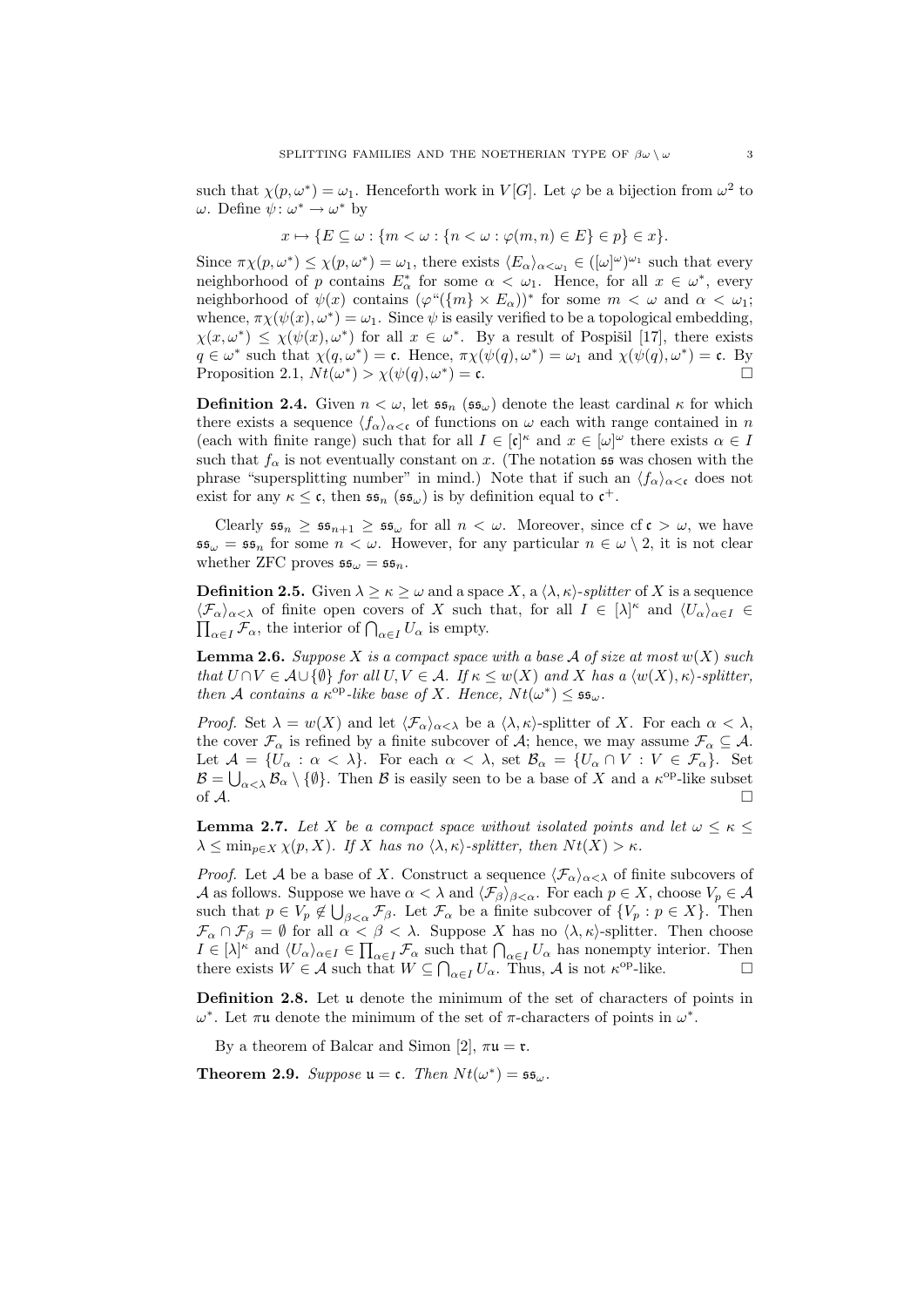such that $\chi(p, \omega^*) = \omega_1$. Henceforth work in $V[G]$. Let $\varphi$ be a bijection from $\omega^2$ to $\omega$. Define $\psi\colon \omega^* \to \omega^*$ by

$$x \mapsto \{E \subseteq \omega : \{m < \omega : \{n < \omega : \varphi(m,n) \in E\} \in p\} \in x\}.$$

Since $\pi\chi(p, \omega^*) \leq \chi(p, \omega^*) = \omega_1$, there exists $\langle E_\alpha \rangle_{\alpha<\omega_1} \in ([\omega]^\omega)^{\omega_1}$ such that every neighborhood of $p$ contains $E_\alpha^*$ for some $\alpha < \omega_1$. Hence, for all $x \in \omega^*$, every neighborhood of $\psi(x)$ contains $(\varphi``(\{m\} \times E_\alpha))^*$ for some $m < \omega$ and $\alpha < \omega_1$; whence, $\pi\chi(\psi(x), \omega^*) = \omega_1$. Since $\psi$ is easily verified to be a topological embedding, $\chi(x, \omega^*) \leq \chi(\psi(x), \omega^*)$ for all $x \in \omega^*$. By a result of Pospišil [17], there exists $q \in \omega^*$ such that $\chi(q, \omega^*) = \mathfrak{c}$. Hence, $\pi\chi(\psi(q), \omega^*) = \omega_1$ and $\chi(\psi(q), \omega^*) = \mathfrak{c}$. By Proposition 2.1, $Nt(\omega^*) > \chi(\psi(q), \omega^*) = \mathfrak{c}$. $\square$

**Definition 2.4.** Given $n < \omega$, let $\mathfrak{ss}_n$ ($\mathfrak{ss}_\omega$) denote the least cardinal $\kappa$ for which there exists a sequence $\langle f_\alpha \rangle_{\alpha<\mathfrak{c}}$ of functions on $\omega$ each with range contained in $n$ (each with finite range) such that for all $I \in [\mathfrak{c}]^\kappa$ and $x \in [\omega]^\omega$ there exists $\alpha \in I$ such that $f_\alpha$ is not eventually constant on $x$. (The notation $\mathfrak{ss}$ was chosen with the phrase "supersplitting number" in mind.) Note that if such an $\langle f_\alpha \rangle_{\alpha<\mathfrak{c}}$ does not exist for any $\kappa \leq \mathfrak{c}$, then $\mathfrak{ss}_n$ ($\mathfrak{ss}_\omega$) is by definition equal to $\mathfrak{c}^+$.

Clearly $\mathfrak{ss}_n \geq \mathfrak{ss}_{n+1} \geq \mathfrak{ss}_\omega$ for all $n < \omega$. Moreover, since $\operatorname{cf} \mathfrak{c} > \omega$, we have $\mathfrak{ss}_\omega = \mathfrak{ss}_n$ for some $n < \omega$. However, for any particular $n \in \omega \setminus 2$, it is not clear whether ZFC proves $\mathfrak{ss}_\omega = \mathfrak{ss}_n$.

**Definition 2.5.** Given $\lambda \geq \kappa \geq \omega$ and a space $X$, a $\langle \lambda, \kappa \rangle$-*splitter* of $X$ is a sequence $\langle \mathcal{F}_\alpha \rangle_{\alpha<\lambda}$ of finite open covers of $X$ such that, for all $I \in [\lambda]^\kappa$ and $\langle U_\alpha \rangle_{\alpha \in I} \in \prod_{\alpha \in I} \mathcal{F}_\alpha$, the interior of $\bigcap_{\alpha \in I} U_\alpha$ is empty.

**Lemma 2.6.** *Suppose $X$ is a compact space with a base $\mathcal{A}$ of size at most $w(X)$ such that $U \cap V \in \mathcal{A} \cup \{\emptyset\}$ for all $U, V \in \mathcal{A}$. If $\kappa \leq w(X)$ and $X$ has a $\langle w(X), \kappa \rangle$-splitter, then $\mathcal{A}$ contains a $\kappa^{\mathrm{op}}$-like base of $X$. Hence, $Nt(\omega^*) \leq \mathfrak{ss}_\omega$.*

*Proof.* Set $\lambda = w(X)$ and let $\langle \mathcal{F}_\alpha \rangle_{\alpha<\lambda}$ be a $\langle \lambda, \kappa \rangle$-splitter of $X$. For each $\alpha < \lambda$, the cover $\mathcal{F}_\alpha$ is refined by a finite subcover of $\mathcal{A}$; hence, we may assume $\mathcal{F}_\alpha \subseteq \mathcal{A}$. Let $\mathcal{A} = \{U_\alpha : \alpha < \lambda\}$. For each $\alpha < \lambda$, set $\mathcal{B}_\alpha = \{U_\alpha \cap V : V \in \mathcal{F}_\alpha\}$. Set $\mathcal{B} = \bigcup_{\alpha<\lambda} \mathcal{B}_\alpha \setminus \{\emptyset\}$. Then $\mathcal{B}$ is easily seen to be a base of $X$ and a $\kappa^{\mathrm{op}}$-like subset of $\mathcal{A}$. $\square$

**Lemma 2.7.** *Let $X$ be a compact space without isolated points and let $\omega \leq \kappa \leq \lambda \leq \min_{p \in X} \chi(p, X)$. If $X$ has no $\langle \lambda, \kappa \rangle$-splitter, then $Nt(X) > \kappa$.*

*Proof.* Let $\mathcal{A}$ be a base of $X$. Construct a sequence $\langle \mathcal{F}_\alpha \rangle_{\alpha<\lambda}$ of finite subcovers of $\mathcal{A}$ as follows. Suppose we have $\alpha < \lambda$ and $\langle \mathcal{F}_\beta \rangle_{\beta<\alpha}$. For each $p \in X$, choose $V_p \in \mathcal{A}$ such that $p \in V_p \notin \bigcup_{\beta<\alpha} \mathcal{F}_\beta$. Let $\mathcal{F}_\alpha$ be a finite subcover of $\{V_p : p \in X\}$. Then $\mathcal{F}_\alpha \cap \mathcal{F}_\beta = \emptyset$ for all $\alpha < \beta < \lambda$. Suppose $X$ has no $\langle \lambda, \kappa \rangle$-splitter. Then choose $I \in [\lambda]^\kappa$ and $\langle U_\alpha \rangle_{\alpha \in I} \in \prod_{\alpha \in I} \mathcal{F}_\alpha$ such that $\bigcap_{\alpha \in I} U_\alpha$ has nonempty interior. Then there exists $W \in \mathcal{A}$ such that $W \subseteq \bigcap_{\alpha \in I} U_\alpha$. Thus, $\mathcal{A}$ is not $\kappa^{\mathrm{op}}$-like. $\square$

**Definition 2.8.** Let $\mathfrak{u}$ denote the minimum of the set of characters of points in $\omega^*$. Let $\pi\mathfrak{u}$ denote the minimum of the set of $\pi$-characters of points in $\omega^*$.

By a theorem of Balcar and Simon [2], $\pi\mathfrak{u} = \mathfrak{r}$.

**Theorem 2.9.** *Suppose $\mathfrak{u} = \mathfrak{c}$. Then $Nt(\omega^*) = \mathfrak{ss}_\omega$.*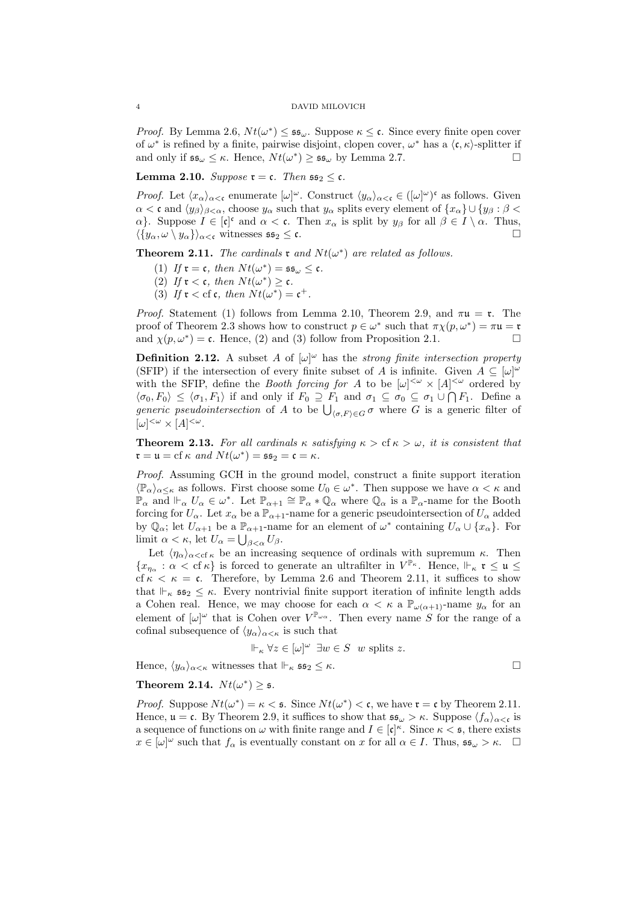*Proof.* By Lemma 2.6, $Nt(\omega^*) \leq \mathfrak{ss}_\omega$. Suppose $\kappa \leq \mathfrak{c}$. Since every finite open cover of $\omega^*$ is refined by a finite, pairwise disjoint, clopen cover, $\omega^*$ has a $\langle \mathfrak{c}, \kappa \rangle$-splitter if and only if $\mathfrak{ss}_\omega \leq \kappa$. Hence, $Nt(\omega^*) \geq \mathfrak{ss}_\omega$ by Lemma 2.7. $\square$

**Lemma 2.10.** *Suppose $\mathfrak{r} = \mathfrak{c}$. Then $\mathfrak{ss}_2 \leq \mathfrak{c}$.*

*Proof.* Let $\langle x_\alpha \rangle_{\alpha<\mathfrak{c}}$ enumerate $[\omega]^\omega$. Construct $\langle y_\alpha \rangle_{\alpha<\mathfrak{c}} \in ([\omega]^\omega)^\mathfrak{c}$ as follows. Given $\alpha < \mathfrak{c}$ and $\langle y_\beta \rangle_{\beta<\alpha}$, choose $y_\alpha$ such that $y_\alpha$ splits every element of $\{x_\alpha\} \cup \{y_\beta : \beta < \alpha\}$. Suppose $I \in [\mathfrak{c}]^\mathfrak{c}$ and $\alpha < \mathfrak{c}$. Then $x_\alpha$ is split by $y_\beta$ for all $\beta \in I \setminus \alpha$. Thus, $\langle \{y_\alpha, \omega \setminus y_\alpha\} \rangle_{\alpha<\mathfrak{c}}$ witnesses $\mathfrak{ss}_2 \leq \mathfrak{c}$. $\square$

**Theorem 2.11.** *The cardinals $\mathfrak{r}$ and $Nt(\omega^*)$ are related as follows.*

1. *If $\mathfrak{r} = \mathfrak{c}$, then $Nt(\omega^*) = \mathfrak{ss}_\omega \leq \mathfrak{c}$.*
2. *If $\mathfrak{r} < \mathfrak{c}$, then $Nt(\omega^*) \geq \mathfrak{c}$.*
3. *If $\mathfrak{r} < \operatorname{cf} \mathfrak{c}$, then $Nt(\omega^*) = \mathfrak{c}^+$.*

*Proof.* Statement (1) follows from Lemma 2.10, Theorem 2.9, and $\pi\mathfrak{u} = \mathfrak{r}$. The proof of Theorem 2.3 shows how to construct $p \in \omega^*$ such that $\pi\chi(p, \omega^*) = \pi\mathfrak{u} = \mathfrak{r}$ and $\chi(p, \omega^*) = \mathfrak{c}$. Hence, (2) and (3) follow from Proposition 2.1. $\square$

**Definition 2.12.** A subset $A$ of $[\omega]^\omega$ has the *strong finite intersection property* (SFIP) if the intersection of every finite subset of $A$ is infinite. Given $A \subseteq [\omega]^\omega$ with the SFIP, define the *Booth forcing for $A$* to be $[\omega]^{<\omega} \times [A]^{<\omega}$ ordered by $\langle \sigma_0, F_0 \rangle \leq \langle \sigma_1, F_1 \rangle$ if and only if $F_0 \supseteq F_1$ and $\sigma_1 \subseteq \sigma_0 \subseteq \sigma_1 \cup \bigcap F_1$. Define a *generic pseudointersection* of $A$ to be $\bigcup_{\langle \sigma, F \rangle \in G} \sigma$ where $G$ is a generic filter of $[\omega]^{<\omega} \times [A]^{<\omega}$.

**Theorem 2.13.** *For all cardinals $\kappa$ satisfying $\kappa > \operatorname{cf} \kappa > \omega$, it is consistent that $\mathfrak{r} = \mathfrak{u} = \operatorname{cf} \kappa$ and $Nt(\omega^*) = \mathfrak{ss}_2 = \mathfrak{c} = \kappa$.*

*Proof.* Assuming GCH in the ground model, construct a finite support iteration $\langle \mathbb{P}_\alpha \rangle_{\alpha \leq \kappa}$ as follows. First choose some $U_0 \in \omega^*$. Then suppose we have $\alpha < \kappa$ and $\mathbb{P}_\alpha$ and $\Vdash_\alpha U_\alpha \in \omega^*$. Let $\mathbb{P}_{\alpha+1} \cong \mathbb{P}_\alpha * \mathbb{Q}_\alpha$ where $\mathbb{Q}_\alpha$ is a $\mathbb{P}_\alpha$-name for the Booth forcing for $U_\alpha$. Let $x_\alpha$ be a $\mathbb{P}_{\alpha+1}$-name for a generic pseudointersection of $U_\alpha$ added by $\mathbb{Q}_\alpha$; let $U_{\alpha+1}$ be a $\mathbb{P}_{\alpha+1}$-name for an element of $\omega^*$ containing $U_\alpha \cup \{x_\alpha\}$. For limit $\alpha < \kappa$, let $U_\alpha = \bigcup_{\beta<\alpha} U_\beta$.

Let $\langle \eta_\alpha \rangle_{\alpha < \operatorname{cf} \kappa}$ be an increasing sequence of ordinals with supremum $\kappa$. Then $\{x_{\eta_\alpha} : \alpha < \operatorname{cf} \kappa\}$ is forced to generate an ultrafilter in $V^{\mathbb{P}_\kappa}$. Hence, $\Vdash_\kappa \mathfrak{r} \leq \mathfrak{u} \leq \operatorname{cf} \kappa < \kappa = \mathfrak{c}$. Therefore, by Lemma 2.6 and Theorem 2.11, it suffices to show that $\Vdash_\kappa \mathfrak{ss}_2 \leq \kappa$. Every nontrivial finite support iteration of infinite length adds a Cohen real. Hence, we may choose for each $\alpha < \kappa$ a $\mathbb{P}_{\omega(\alpha+1)}$-name $y_\alpha$ for an element of $[\omega]^\omega$ that is Cohen over $V^{\mathbb{P}_{\omega\alpha}}$. Then every name $S$ for the range of a cofinal subsequence of $\langle y_\alpha \rangle_{\alpha<\kappa}$ is such that

$$\Vdash_\kappa \forall z \in [\omega]^\omega \ \exists w \in S \ \ w \text{ splits } z.$$

Hence, $\langle y_\alpha \rangle_{\alpha<\kappa}$ witnesses that $\Vdash_\kappa \mathfrak{ss}_2 \leq \kappa$. $\square$

**Theorem 2.14.** $Nt(\omega^*) \geq \mathfrak{s}$.

*Proof.* Suppose $Nt(\omega^*) = \kappa < \mathfrak{s}$. Since $Nt(\omega^*) < \mathfrak{c}$, we have $\mathfrak{r} = \mathfrak{c}$ by Theorem 2.11. Hence, $\mathfrak{u} = \mathfrak{c}$. By Theorem 2.9, it suffices to show that $\mathfrak{ss}_\omega > \kappa$. Suppose $\langle f_\alpha \rangle_{\alpha<\mathfrak{c}}$ is a sequence of functions on $\omega$ with finite range and $I \in [\mathfrak{c}]^\kappa$. Since $\kappa < \mathfrak{s}$, there exists $x \in [\omega]^\omega$ such that $f_\alpha$ is eventually constant on $x$ for all $\alpha \in I$. Thus, $\mathfrak{ss}_\omega > \kappa$. $\square$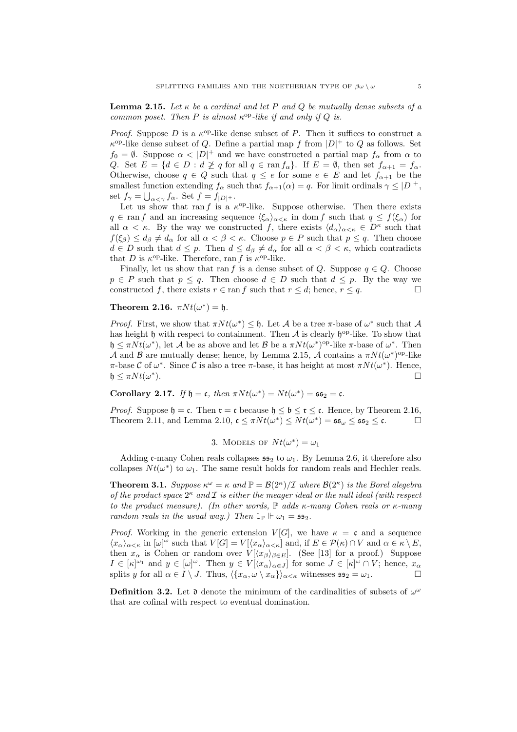**Lemma 2.15.** *Let $\kappa$ be a cardinal and let $P$ and $Q$ be mutually dense subsets of a common poset. Then $P$ is almost $\kappa^{\mathrm{op}}$-like if and only if $Q$ is.*

*Proof.* Suppose $D$ is a $\kappa^{\mathrm{op}}$-like dense subset of $P$. Then it suffices to construct a $\kappa^{\mathrm{op}}$-like dense subset of $Q$. Define a partial map $f$ from $|D|^+$ to $Q$ as follows. Set $f_0 = \emptyset$. Suppose $\alpha < |D|^+$ and we have constructed a partial map $f_\alpha$ from $\alpha$ to $Q$. Set $E = \{d \in D : d \not\geq q \text{ for all } q \in \operatorname{ran} f_\alpha\}$. If $E = \emptyset$, then set $f_{\alpha+1} = f_\alpha$. Otherwise, choose $q \in Q$ such that $q \leq e$ for some $e \in E$ and let $f_{\alpha+1}$ be the smallest function extending $f_\alpha$ such that $f_{\alpha+1}(\alpha) = q$. For limit ordinals $\gamma \leq |D|^+$, set $f_\gamma = \bigcup_{\alpha<\gamma} f_\alpha$. Set $f = f_{|D|^+}$.

Let us show that $\operatorname{ran} f$ is a $\kappa^{\mathrm{op}}$-like. Suppose otherwise. Then there exists $q \in \operatorname{ran} f$ and an increasing sequence $\langle \xi_\alpha \rangle_{\alpha<\kappa}$ in $\operatorname{dom} f$ such that $q \leq f(\xi_\alpha)$ for all $\alpha < \kappa$. By the way we constructed $f$, there exists $\langle d_\alpha \rangle_{\alpha<\kappa} \in D^\kappa$ such that $f(\xi_\beta) \leq d_\beta \neq d_\alpha$ for all $\alpha < \beta < \kappa$. Choose $p \in P$ such that $p \leq q$. Then choose $d \in D$ such that $d \leq p$. Then $d \leq d_\beta \neq d_\alpha$ for all $\alpha < \beta < \kappa$, which contradicts that $D$ is $\kappa^{\mathrm{op}}$-like. Therefore, $\operatorname{ran} f$ is $\kappa^{\mathrm{op}}$-like.

Finally, let us show that $\operatorname{ran} f$ is a dense subset of $Q$. Suppose $q \in Q$. Choose $p \in P$ such that $p \leq q$. Then choose $d \in D$ such that $d \leq p$. By the way we constructed $f$, there exists $r \in \operatorname{ran} f$ such that $r \leq d$; hence, $r \leq q$. □

**Theorem 2.16.** $\pi Nt(\omega^*) = \mathfrak{h}$.

*Proof.* First, we show that $\pi Nt(\omega^*) \leq \mathfrak{h}$. Let $\mathcal{A}$ be a tree $\pi$-base of $\omega^*$ such that $\mathcal{A}$ has height $\mathfrak{h}$ with respect to containment. Then $\mathcal{A}$ is clearly $\mathfrak{h}^{\mathrm{op}}$-like. To show that $\mathfrak{h} \leq \pi Nt(\omega^*)$, let $\mathcal{A}$ be as above and let $\mathcal{B}$ be a $\pi Nt(\omega^*)^{\mathrm{op}}$-like $\pi$-base of $\omega^*$. Then $\mathcal{A}$ and $\mathcal{B}$ are mutually dense; hence, by Lemma 2.15, $\mathcal{A}$ contains a $\pi Nt(\omega^*)^{\mathrm{op}}$-like $\pi$-base $\mathcal{C}$ of $\omega^*$. Since $\mathcal{C}$ is also a tree $\pi$-base, it has height at most $\pi Nt(\omega^*)$. Hence, $\mathfrak{h} \leq \pi Nt(\omega^*)$. □

**Corollary 2.17.** *If $\mathfrak{h} = \mathfrak{c}$, then $\pi Nt(\omega^*) = Nt(\omega^*) = \mathfrak{ss}_2 = \mathfrak{c}$.*

*Proof.* Suppose $\mathfrak{h} = \mathfrak{c}$. Then $\mathfrak{r} = \mathfrak{c}$ because $\mathfrak{h} \leq \mathfrak{b} \leq \mathfrak{r} \leq \mathfrak{c}$. Hence, by Theorem 2.16, Theorem 2.11, and Lemma 2.10, $\mathfrak{c} \leq \pi Nt(\omega^*) \leq Nt(\omega^*) = \mathfrak{ss}_\omega \leq \mathfrak{ss}_2 \leq \mathfrak{c}$. □

## 3. Models of $Nt(\omega^*) = \omega_1$

Adding $\mathfrak{c}$-many Cohen reals collapses $\mathfrak{ss}_2$ to $\omega_1$. By Lemma 2.6, it therefore also collapses $Nt(\omega^*)$ to $\omega_1$. The same result holds for random reals and Hechler reals.

**Theorem 3.1.** *Suppose $\kappa^\omega = \kappa$ and $\mathbb{P} = \mathcal{B}(2^\kappa)/\mathcal{I}$ where $\mathcal{B}(2^\kappa)$ is the Borel alegebra of the product space $2^\kappa$ and $\mathcal{I}$ is either the meager ideal or the null ideal (with respect to the product measure). (In other words, $\mathbb{P}$ adds $\kappa$-many Cohen reals or $\kappa$-many random reals in the usual way.) Then $\mathbb{1}_{\mathbb{P}} \Vdash \omega_1 = \mathfrak{ss}_2$.*

*Proof.* Working in the generic extension $V[G]$, we have $\kappa = \mathfrak{c}$ and a sequence $\langle x_\alpha \rangle_{\alpha<\kappa}$ in $[\omega]^\omega$ such that $V[G] = V[\langle x_\alpha \rangle_{\alpha<\kappa}]$ and, if $E \in \mathcal{P}(\kappa) \cap V$ and $\alpha \in \kappa \setminus E$, then $x_\alpha$ is Cohen or random over $V[\langle x_\beta \rangle_{\beta \in E}]$. (See [13] for a proof.) Suppose $I \in [\kappa]^{\omega_1}$ and $y \in [\omega]^\omega$. Then $y \in V[\langle x_\alpha \rangle_{\alpha \in J}]$ for some $J \in [\kappa]^\omega \cap V$; hence, $x_\alpha$ splits $y$ for all $\alpha \in I \setminus J$. Thus, $\langle \{x_\alpha, \omega \setminus x_\alpha\} \rangle_{\alpha<\kappa}$ witnesses $\mathfrak{ss}_2 = \omega_1$. □

**Definition 3.2.** Let $\mathfrak{d}$ denote the minimum of the cardinalities of subsets of $\omega^\omega$ that are cofinal with respect to eventual domination.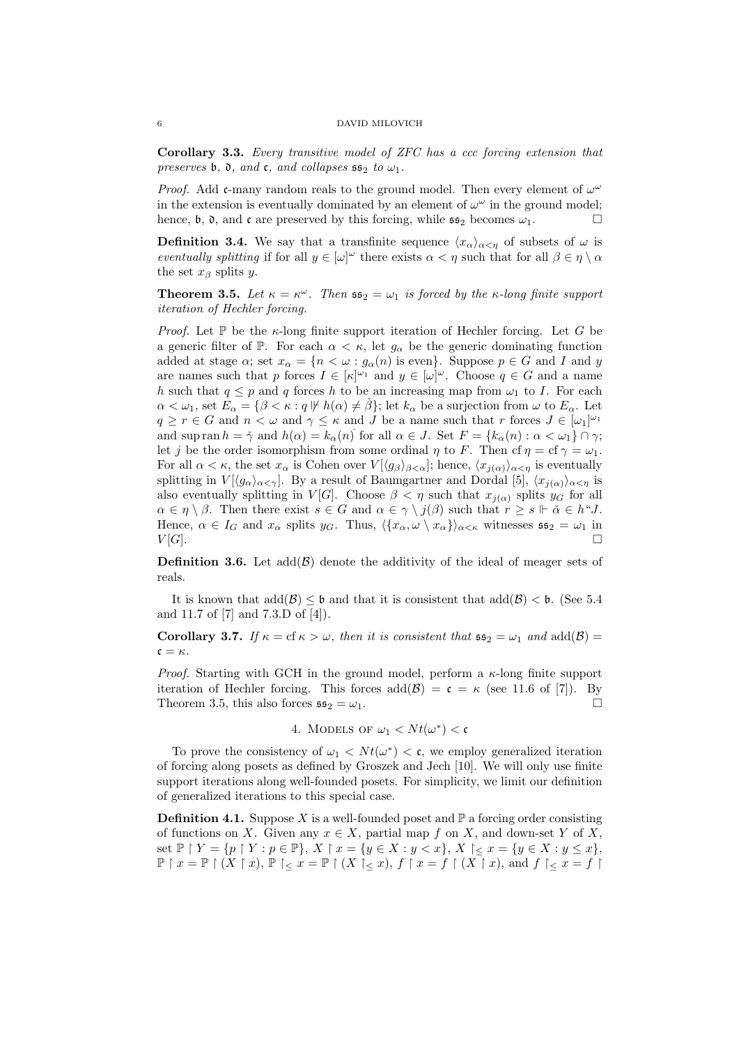**Corollary 3.3.** *Every transitive model of ZFC has a ccc forcing extension that preserves $\mathfrak{b}$, $\mathfrak{d}$, and $\mathfrak{c}$, and collapses $\mathfrak{ss}_2$ to $\omega_1$.*

*Proof.* Add $\mathfrak{c}$-many random reals to the ground model. Then every element of $\omega^\omega$ in the extension is eventually dominated by an element of $\omega^\omega$ in the ground model; hence, $\mathfrak{b}$, $\mathfrak{d}$, and $\mathfrak{c}$ are preserved by this forcing, while $\mathfrak{ss}_2$ becomes $\omega_1$. □

**Definition 3.4.** We say that a transfinite sequence $\langle x_\alpha \rangle_{\alpha<\eta}$ of subsets of $\omega$ is *eventually splitting* if for all $y \in [\omega]^\omega$ there exists $\alpha < \eta$ such that for all $\beta \in \eta \setminus \alpha$ the set $x_\beta$ splits $y$.

**Theorem 3.5.** *Let $\kappa = \kappa^\omega$. Then $\mathfrak{ss}_2 = \omega_1$ is forced by the $\kappa$-long finite support iteration of Hechler forcing.*

*Proof.* Let $\mathbb{P}$ be the $\kappa$-long finite support iteration of Hechler forcing. Let $G$ be a generic filter of $\mathbb{P}$. For each $\alpha < \kappa$, let $g_\alpha$ be the generic dominating function added at stage $\alpha$; set $x_\alpha = \{n < \omega : g_\alpha(n) \text{ is even}\}$. Suppose $p \in G$ and $I$ and $y$ are names such that $p$ forces $I \in [\kappa]^{\omega_1}$ and $y \in [\omega]^\omega$. Choose $q \in G$ and a name $h$ such that $q \leq p$ and $q$ forces $h$ to be an increasing map from $\omega_1$ to $I$. For each $\alpha < \omega_1$, set $E_\alpha = \{\beta < \kappa : q \not\Vdash h(\alpha) \neq \check{\beta}\}$; let $k_\alpha$ be a surjection from $\omega$ to $E_\alpha$. Let $q \geq r \in G$ and $n < \omega$ and $\gamma \leq \kappa$ and $J$ be a name such that $r$ forces $J \in [\omega_1]^{\omega_1}$ and $\sup \operatorname{ran} h = \check{\gamma}$ and $h(\alpha) = k_\alpha(n)\check{}$ for all $\alpha \in J$. Set $F = \{k_\alpha(n) : \alpha < \omega_1\} \cap \gamma$; let $j$ be the order isomorphism from some ordinal $\eta$ to $F$. Then $\operatorname{cf} \eta = \operatorname{cf} \gamma = \omega_1$. For all $\alpha < \kappa$, the set $x_\alpha$ is Cohen over $V[\langle g_\beta \rangle_{\beta<\alpha}]$; hence, $\langle x_{j(\alpha)} \rangle_{\alpha<\eta}$ is eventually splitting in $V[\langle g_\alpha \rangle_{\alpha<\gamma}]$. By a result of Baumgartner and Dordal [5], $\langle x_{j(\alpha)} \rangle_{\alpha<\eta}$ is also eventually splitting in $V[G]$. Choose $\beta < \eta$ such that $x_{j(\alpha)}$ splits $y_G$ for all $\alpha \in \eta \setminus \beta$. Then there exist $s \in G$ and $\alpha \in \gamma \setminus j(\beta)$ such that $r \geq s \Vdash \check{\alpha} \in h``J$. Hence, $\alpha \in I_G$ and $x_\alpha$ splits $y_G$. Thus, $\langle \{x_\alpha, \omega \setminus x_\alpha\} \rangle_{\alpha<\kappa}$ witnesses $\mathfrak{ss}_2 = \omega_1$ in $V[G]$. □

**Definition 3.6.** Let $\operatorname{add}(\mathcal{B})$ denote the additivity of the ideal of meager sets of reals.

It is known that $\operatorname{add}(\mathcal{B}) \leq \mathfrak{b}$ and that it is consistent that $\operatorname{add}(\mathcal{B}) < \mathfrak{b}$. (See 5.4 and 11.7 of [7] and 7.3.D of [4]).

**Corollary 3.7.** *If $\kappa = \operatorname{cf} \kappa > \omega$, then it is consistent that $\mathfrak{ss}_2 = \omega_1$ and $\operatorname{add}(\mathcal{B}) = \mathfrak{c} = \kappa$.*

*Proof.* Starting with GCH in the ground model, perform a $\kappa$-long finite support iteration of Hechler forcing. This forces $\operatorname{add}(\mathcal{B}) = \mathfrak{c} = \kappa$ (see 11.6 of [7]). By Theorem 3.5, this also forces $\mathfrak{ss}_2 = \omega_1$. □

## 4. Models of $\omega_1 < Nt(\omega^*) < \mathfrak{c}$

To prove the consistency of $\omega_1 < Nt(\omega^*) < \mathfrak{c}$, we employ generalized iteration of forcing along posets as defined by Groszek and Jech [10]. We will only use finite support iterations along well-founded posets. For simplicity, we limit our definition of generalized iterations to this special case.

**Definition 4.1.** Suppose $X$ is a well-founded poset and $\mathbb{P}$ a forcing order consisting of functions on $X$. Given any $x \in X$, partial map $f$ on $X$, and down-set $Y$ of $X$, set $\mathbb{P} \upharpoonright Y = \{p \upharpoonright Y : p \in \mathbb{P}\}$, $X \upharpoonright x = \{y \in X : y < x\}$, $X \upharpoonright_\leq x = \{y \in X : y \leq x\}$, $\mathbb{P} \upharpoonright x = \mathbb{P} \upharpoonright (X \upharpoonright x)$, $\mathbb{P} \upharpoonright_\leq x = \mathbb{P} \upharpoonright (X \upharpoonright_\leq x)$, $f \upharpoonright x = f \upharpoonright (X \upharpoonright x)$, and $f \upharpoonright_\leq x = f \upharpoonright$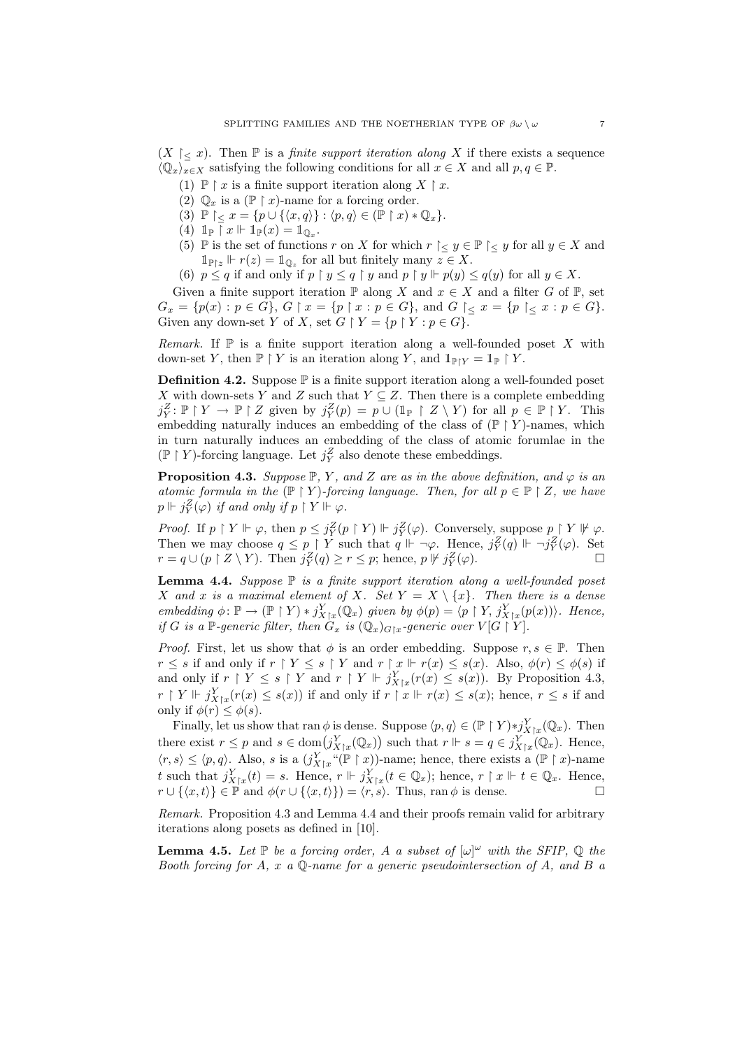$(X \restriction_{\leq} x)$. Then $\mathbb{P}$ is a *finite support iteration along* $X$ if there exists a sequence $\langle \mathbb{Q}_x \rangle_{x \in X}$ satisfying the following conditions for all $x \in X$ and all $p, q \in \mathbb{P}$.

1. $\mathbb{P} \restriction x$ is a finite support iteration along $X \restriction x$.
2. $\mathbb{Q}_x$ is a $(\mathbb{P} \restriction x)$-name for a forcing order.
3. $\mathbb{P} \restriction_{\leq} x = \{p \cup \{\langle x, q \rangle\} : \langle p, q \rangle \in (\mathbb{P} \restriction x) * \mathbb{Q}_x\}$.
4. $\mathbb{1}_{\mathbb{P}} \restriction x \Vdash \mathbb{1}_{\mathbb{P}}(x) = \mathbb{1}_{\mathbb{Q}_x}$.
5. $\mathbb{P}$ is the set of functions $r$ on $X$ for which $r \restriction_{\leq} y \in \mathbb{P} \restriction_{\leq} y$ for all $y \in X$ and $\mathbb{1}_{\mathbb{P} \restriction z} \Vdash r(z) = \mathbb{1}_{\mathbb{Q}_z}$ for all but finitely many $z \in X$.
6. $p \leq q$ if and only if $p \restriction y \leq q \restriction y$ and $p \restriction y \Vdash p(y) \leq q(y)$ for all $y \in X$.

Given a finite support iteration $\mathbb{P}$ along $X$ and $x \in X$ and a filter $G$ of $\mathbb{P}$, set $G_x = \{p(x) : p \in G\}$, $G \restriction x = \{p \restriction x : p \in G\}$, and $G \restriction_{\leq} x = \{p \restriction_{\leq} x : p \in G\}$. Given any down-set $Y$ of $X$, set $G \restriction Y = \{p \restriction Y : p \in G\}$.

*Remark.* If $\mathbb{P}$ is a finite support iteration along a well-founded poset $X$ with down-set $Y$, then $\mathbb{P} \restriction Y$ is an iteration along $Y$, and $\mathbb{1}_{\mathbb{P} \restriction Y} = \mathbb{1}_{\mathbb{P}} \restriction Y$.

**Definition 4.2.** Suppose $\mathbb{P}$ is a finite support iteration along a well-founded poset $X$ with down-sets $Y$ and $Z$ such that $Y \subseteq Z$. Then there is a complete embedding $j_Y^Z \colon \mathbb{P} \restriction Y \to \mathbb{P} \restriction Z$ given by $j_Y^Z(p) = p \cup (\mathbb{1}_{\mathbb{P}} \restriction Z \setminus Y)$ for all $p \in \mathbb{P} \restriction Y$. This embedding naturally induces an embedding of the class of $(\mathbb{P} \restriction Y)$-names, which in turn naturally induces an embedding of the class of atomic forumlae in the $(\mathbb{P} \restriction Y)$-forcing language. Let $j_Y^Z$ also denote these embeddings.

**Proposition 4.3.** *Suppose $\mathbb{P}$, $Y$, and $Z$ are as in the above definition, and $\varphi$ is an atomic formula in the $(\mathbb{P} \restriction Y)$-forcing language. Then, for all $p \in \mathbb{P} \restriction Z$, we have $p \Vdash j_Y^Z(\varphi)$ if and only if $p \restriction Y \Vdash \varphi$.*

*Proof.* If $p \restriction Y \Vdash \varphi$, then $p \leq j_Y^Z(p \restriction Y) \Vdash j_Y^Z(\varphi)$. Conversely, suppose $p \restriction Y \nVdash \varphi$. Then we may choose $q \leq p \restriction Y$ such that $q \Vdash \neg\varphi$. Hence, $j_Y^Z(q) \Vdash \neg j_Y^Z(\varphi)$. Set $r = q \cup (p \restriction Z \setminus Y)$. Then $j_Y^Z(q) \geq r \leq p$; hence, $p \nVdash j_Y^Z(\varphi)$. □

**Lemma 4.4.** *Suppose $\mathbb{P}$ is a finite support iteration along a well-founded poset $X$ and $x$ is a maximal element of $X$. Set $Y = X \setminus \{x\}$. Then there is a dense embedding $\phi \colon \mathbb{P} \to (\mathbb{P} \restriction Y) * j_{X \restriction x}^Y(\mathbb{Q}_x)$ given by $\phi(p) = \langle p \restriction Y, j_{X \restriction x}^Y(p(x)) \rangle$. Hence, if $G$ is a $\mathbb{P}$-generic filter, then $G_x$ is $(\mathbb{Q}_x)_{G \restriction x}$-generic over $V[G \restriction Y]$.*

*Proof.* First, let us show that $\phi$ is an order embedding. Suppose $r, s \in \mathbb{P}$. Then $r \leq s$ if and only if $r \restriction Y \leq s \restriction Y$ and $r \restriction x \Vdash r(x) \leq s(x)$. Also, $\phi(r) \leq \phi(s)$ if and only if $r \restriction Y \leq s \restriction Y$ and $r \restriction Y \Vdash j_{X \restriction x}^Y(r(x) \leq s(x))$. By Proposition 4.3, $r \restriction Y \Vdash j_{X \restriction x}^Y(r(x) \leq s(x))$ if and only if $r \restriction x \Vdash r(x) \leq s(x)$; hence, $r \leq s$ if and only if $\phi(r) \leq \phi(s)$.

Finally, let us show that $\operatorname{ran} \phi$ is dense. Suppose $\langle p, q \rangle \in (\mathbb{P} \restriction Y) * j_{X \restriction x}^Y(\mathbb{Q}_x)$. Then there exist $r \leq p$ and $s \in \operatorname{dom}\big(j_{X \restriction x}^Y(\mathbb{Q}_x)\big)$ such that $r \Vdash s = q \in j_{X \restriction x}^Y(\mathbb{Q}_x)$. Hence, $\langle r, s \rangle \leq \langle p, q \rangle$. Also, $s$ is a $(j_{X \restriction x}^Y$"$(\mathbb{P} \restriction x))$-name; hence, there exists a $(\mathbb{P} \restriction x)$-name $t$ such that $j_{X \restriction x}^Y(t) = s$. Hence, $r \Vdash j_{X \restriction x}^Y(t \in \mathbb{Q}_x)$; hence, $r \restriction x \Vdash t \in \mathbb{Q}_x$. Hence, $r \cup \{\langle x, t \rangle\} \in \mathbb{P}$ and $\phi(r \cup \{\langle x, t \rangle\}) = \langle r, s \rangle$. Thus, $\operatorname{ran} \phi$ is dense. □

*Remark.* Proposition 4.3 and Lemma 4.4 and their proofs remain valid for arbitrary iterations along posets as defined in [10].

**Lemma 4.5.** *Let $\mathbb{P}$ be a forcing order, $A$ a subset of $[\omega]^\omega$ with the SFIP, $\mathbb{Q}$ the Booth forcing for $A$, $x$ a $\mathbb{Q}$-name for a generic pseudointersection of $A$, and $B$ a*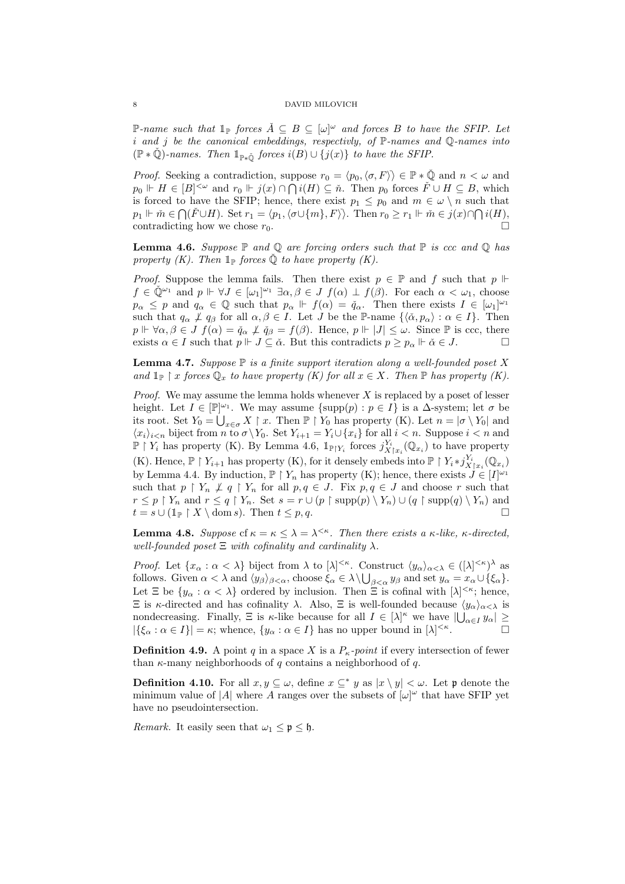$\mathbb{P}$-name such that $\mathbb{1}_{\mathbb{P}}$ forces $\check{A} \subseteq B \subseteq [\omega]^\omega$ and forces $B$ to have the SFIP. Let $i$ and $j$ be the canonical embeddings, respectivly, of $\mathbb{P}$-names and $\mathbb{Q}$-names into $(\mathbb{P} * \check{\mathbb{Q}})$-names. Then $\mathbb{1}_{\mathbb{P}*\check{\mathbb{Q}}}$ forces $i(B) \cup \{j(x)\}$ to have the SFIP.*

*Proof.* Seeking a contradiction, suppose $r_0 = \langle p_0, \langle \sigma, F \rangle \rangle \in \mathbb{P} * \check{\mathbb{Q}}$ and $n < \omega$ and $p_0 \Vdash H \in [B]^{<\omega}$ and $r_0 \Vdash j(x) \cap \bigcap i(H) \subseteq \check{n}$. Then $p_0$ forces $\check{F} \cup H \subseteq B$, which is forced to have the SFIP; hence, there exist $p_1 \leq p_0$ and $m \in \omega \setminus n$ such that $p_1 \Vdash \check{m} \in \bigcap(\check{F} \cup H)$. Set $r_1 = \langle p_1, \langle \sigma \cup \{m\}, F \rangle \rangle$. Then $r_0 \geq r_1 \Vdash \check{m} \in j(x) \cap \bigcap i(H)$, contradicting how we chose $r_0$. $\square$

**Lemma 4.6.** *Suppose $\mathbb{P}$ and $\mathbb{Q}$ are forcing orders such that $\mathbb{P}$ is ccc and $\mathbb{Q}$ has property (K). Then $\mathbb{1}_{\mathbb{P}}$ forces $\check{\mathbb{Q}}$ to have property (K).*

*Proof.* Suppose the lemma fails. Then there exist $p \in \mathbb{P}$ and $f$ such that $p \Vdash f \in \check{\mathbb{Q}}^{\omega_1}$ and $p \Vdash \forall J \in [\omega_1]^{\omega_1}\ \exists \alpha, \beta \in J\ f(\alpha) \perp f(\beta)$. For each $\alpha < \omega_1$, choose $p_\alpha \leq p$ and $q_\alpha \in \mathbb{Q}$ such that $p_\alpha \Vdash f(\alpha) = \check{q}_\alpha$. Then there exists $I \in [\omega_1]^{\omega_1}$ such that $q_\alpha \not\perp q_\beta$ for all $\alpha, \beta \in I$. Let $J$ be the $\mathbb{P}$-name $\{\langle \check{\alpha}, p_\alpha \rangle : \alpha \in I\}$. Then $p \Vdash \forall \alpha, \beta \in J\ f(\alpha) = \check{q}_\alpha \not\perp \check{q}_\beta = f(\beta)$. Hence, $p \Vdash |J| \leq \omega$. Since $\mathbb{P}$ is ccc, there exists $\alpha \in I$ such that $p \Vdash J \subseteq \check{\alpha}$. But this contradicts $p \geq p_\alpha \Vdash \check{\alpha} \in J$. $\square$

**Lemma 4.7.** *Suppose $\mathbb{P}$ is a finite support iteration along a well-founded poset $X$ and $\mathbb{1}_{\mathbb{P}} \upharpoonright x$ forces $\mathbb{Q}_x$ to have property (K) for all $x \in X$. Then $\mathbb{P}$ has property (K).*

*Proof.* We may assume the lemma holds whenever $X$ is replaced by a poset of lesser height. Let $I \in [\mathbb{P}]^{\omega_1}$. We may assume $\{\operatorname{supp}(p) : p \in I\}$ is a $\Delta$-system; let $\sigma$ be its root. Set $Y_0 = \bigcup_{x \in \sigma} X \upharpoonright x$. Then $\mathbb{P} \upharpoonright Y_0$ has property (K). Let $n = |\sigma \setminus Y_0|$ and $\langle x_i \rangle_{i<n}$ biject from $n$ to $\sigma \setminus Y_0$. Set $Y_{i+1} = Y_i \cup \{x_i\}$ for all $i < n$. Suppose $i < n$ and $\mathbb{P} \upharpoonright Y_i$ has property (K). By Lemma 4.6, $\mathbb{1}_{\mathbb{P} \upharpoonright Y_i}$ forces $j^{Y_i}_{X \upharpoonright x_i}(\mathbb{Q}_{x_i})$ to have property (K). Hence, $\mathbb{P} \upharpoonright Y_{i+1}$ has property (K), for it densely embeds into $\mathbb{P} \upharpoonright Y_i * j^{Y_i}_{X \upharpoonright x_i}(\mathbb{Q}_{x_i})$ by Lemma 4.4. By induction, $\mathbb{P} \upharpoonright Y_n$ has property (K); hence, there exists $J \in [I]^{\omega_1}$ such that $p \upharpoonright Y_n \not\perp q \upharpoonright Y_n$ for all $p, q \in J$. Fix $p, q \in J$ and choose $r$ such that $r \leq p \upharpoonright Y_n$ and $r \leq q \upharpoonright Y_n$. Set $s = r \cup (p \upharpoonright \operatorname{supp}(p) \setminus Y_n) \cup (q \upharpoonright \operatorname{supp}(q) \setminus Y_n)$ and $t = s \cup (\mathbb{1}_{\mathbb{P}} \upharpoonright X \setminus \operatorname{dom} s)$. Then $t \leq p, q$. $\square$

**Lemma 4.8.** *Suppose $\operatorname{cf} \kappa = \kappa \leq \lambda = \lambda^{<\kappa}$. Then there exists a $\kappa$-like, $\kappa$-directed, well-founded poset $\Xi$ with cofinality and cardinality $\lambda$.*

*Proof.* Let $\{x_\alpha : \alpha < \lambda\}$ biject from $\lambda$ to $[\lambda]^{<\kappa}$. Construct $\langle y_\alpha \rangle_{\alpha<\lambda} \in ([\lambda]^{<\kappa})^\lambda$ as follows. Given $\alpha < \lambda$ and $\langle y_\beta \rangle_{\beta<\alpha}$, choose $\xi_\alpha \in \lambda \setminus \bigcup_{\beta<\alpha} y_\beta$ and set $y_\alpha = x_\alpha \cup \{\xi_\alpha\}$. Let $\Xi$ be $\{y_\alpha : \alpha < \lambda\}$ ordered by inclusion. Then $\Xi$ is cofinal with $[\lambda]^{<\kappa}$; hence, $\Xi$ is $\kappa$-directed and has cofinality $\lambda$. Also, $\Xi$ is well-founded because $\langle y_\alpha \rangle_{\alpha<\lambda}$ is nondecreasing. Finally, $\Xi$ is $\kappa$-like because for all $I \in [\lambda]^\kappa$ we have $|\bigcup_{\alpha \in I} y_\alpha| \geq |\{\xi_\alpha : \alpha \in I\}| = \kappa$; whence, $\{y_\alpha : \alpha \in I\}$ has no upper bound in $[\lambda]^{<\kappa}$. $\square$

**Definition 4.9.** A point $q$ in a space $X$ is a *$P_\kappa$-point* if every intersection of fewer than $\kappa$-many neighborhoods of $q$ contains a neighborhood of $q$.

**Definition 4.10.** For all $x, y \subseteq \omega$, define $x \subseteq^* y$ as $|x \setminus y| < \omega$. Let $\mathfrak{p}$ denote the minimum value of $|A|$ where $A$ ranges over the subsets of $[\omega]^\omega$ that have SFIP yet have no pseudointersection.

*Remark.* It easily seen that $\omega_1 \leq \mathfrak{p} \leq \mathfrak{h}$.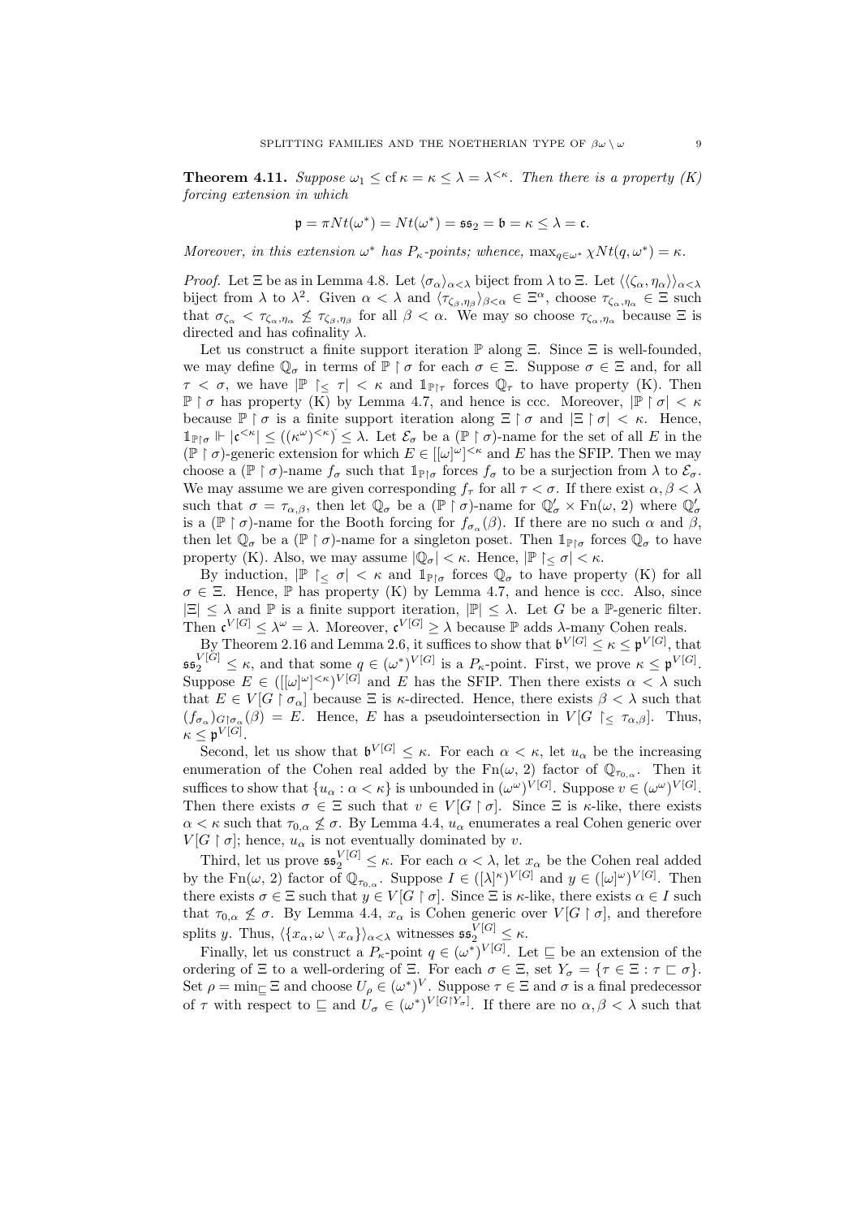**Theorem 4.11.** *Suppose $\omega_1 \leq \operatorname{cf}\kappa = \kappa \leq \lambda = \lambda^{<\kappa}$. Then there is a property (K) forcing extension in which*

$$\mathfrak{p} = \pi Nt(\omega^*) = Nt(\omega^*) = \mathfrak{ss}_2 = \mathfrak{b} = \kappa \leq \lambda = \mathfrak{c}.$$

*Moreover, in this extension $\omega^*$ has $P_\kappa$-points; whence, $\max_{q\in\omega^*} \chi Nt(q, \omega^*) = \kappa$.*

*Proof.* Let $\Xi$ be as in Lemma 4.8. Let $\langle \sigma_\alpha \rangle_{\alpha<\lambda}$ biject from $\lambda$ to $\Xi$. Let $\langle\langle \zeta_\alpha, \eta_\alpha\rangle\rangle_{\alpha<\lambda}$ biject from $\lambda$ to $\lambda^2$. Given $\alpha < \lambda$ and $\langle \tau_{\zeta_\beta,\eta_\beta}\rangle_{\beta<\alpha} \in \Xi^\alpha$, choose $\tau_{\zeta_\alpha,\eta_\alpha} \in \Xi$ such that $\sigma_{\zeta_\alpha} < \tau_{\zeta_\alpha,\eta_\alpha} \not\leq \tau_{\zeta_\beta,\eta_\beta}$ for all $\beta < \alpha$. We may so choose $\tau_{\zeta_\alpha,\eta_\alpha}$ because $\Xi$ is directed and has cofinality $\lambda$.

Let us construct a finite support iteration $\mathbb{P}$ along $\Xi$. Since $\Xi$ is well-founded, we may define $\mathbb{Q}_\sigma$ in terms of $\mathbb{P} \upharpoonright \sigma$ for each $\sigma \in \Xi$. Suppose $\sigma \in \Xi$ and, for all $\tau < \sigma$, we have $|\mathbb{P} \upharpoonright_\leq \tau| < \kappa$ and $\mathbb{1}_{\mathbb{P}\upharpoonright\tau}$ forces $\mathbb{Q}_\tau$ to have property (K). Then $\mathbb{P} \upharpoonright \sigma$ has property (K) by Lemma 4.7, and hence is ccc. Moreover, $|\mathbb{P} \upharpoonright \sigma| < \kappa$ because $\mathbb{P} \upharpoonright \sigma$ is a finite support iteration along $\Xi \upharpoonright \sigma$ and $|\Xi \upharpoonright \sigma| < \kappa$. Hence, $\mathbb{1}_{\mathbb{P}\upharpoonright\sigma} \Vdash |\mathfrak{c}^{<\kappa}| \leq ((\kappa^\omega)^{<\kappa})\check{} \leq \lambda$. Let $\mathcal{E}_\sigma$ be a $(\mathbb{P} \upharpoonright \sigma)$-name for the set of all $E$ in the $(\mathbb{P} \upharpoonright \sigma)$-generic extension for which $E \in [[\omega]^\omega]^{<\kappa}$ and $E$ has the SFIP. Then we may choose a $(\mathbb{P} \upharpoonright \sigma)$-name $f_\sigma$ such that $\mathbb{1}_{\mathbb{P}\upharpoonright\sigma}$ forces $f_\sigma$ to be a surjection from $\lambda$ to $\mathcal{E}_\sigma$. We may assume we are given corresponding $f_\tau$ for all $\tau < \sigma$. If there exist $\alpha, \beta < \lambda$ such that $\sigma = \tau_{\alpha,\beta}$, then let $\mathbb{Q}_\sigma$ be a $(\mathbb{P} \upharpoonright \sigma)$-name for $\mathbb{Q}'_\sigma \times \operatorname{Fn}(\omega, 2)$ where $\mathbb{Q}'_\sigma$ is a $(\mathbb{P} \upharpoonright \sigma)$-name for the Booth forcing for $f_{\sigma_\alpha}(\beta)$. If there are no such $\alpha$ and $\beta$, then let $\mathbb{Q}_\sigma$ be a $(\mathbb{P} \upharpoonright \sigma)$-name for a singleton poset. Then $\mathbb{1}_{\mathbb{P}\upharpoonright\sigma}$ forces $\mathbb{Q}_\sigma$ to have property (K). Also, we may assume $|\mathbb{Q}_\sigma| < \kappa$. Hence, $|\mathbb{P} \upharpoonright_\leq \sigma| < \kappa$.

By induction, $|\mathbb{P} \upharpoonright_\leq \sigma| < \kappa$ and $\mathbb{1}_{\mathbb{P}\upharpoonright\sigma}$ forces $\mathbb{Q}_\sigma$ to have property (K) for all $\sigma \in \Xi$. Hence, $\mathbb{P}$ has property (K) by Lemma 4.7, and hence is ccc. Also, since $|\Xi| \leq \lambda$ and $\mathbb{P}$ is a finite support iteration, $|\mathbb{P}| \leq \lambda$. Let $G$ be a $\mathbb{P}$-generic filter. Then $\mathfrak{c}^{V[G]} \leq \lambda^\omega = \lambda$. Moreover, $\mathfrak{c}^{V[G]} \geq \lambda$ because $\mathbb{P}$ adds $\lambda$-many Cohen reals.

By Theorem 2.16 and Lemma 2.6, it suffices to show that $\mathfrak{b}^{V[G]} \leq \kappa \leq \mathfrak{p}^{V[G]}$, that $\mathfrak{ss}_2^{V[G]} \leq \kappa$, and that some $q \in (\omega^*)^{V[G]}$ is a $P_\kappa$-point. First, we prove $\kappa \leq \mathfrak{p}^{V[G]}$. Suppose $E \in ([[\omega]^\omega]^{<\kappa})^{V[G]}$ and $E$ has the SFIP. Then there exists $\alpha < \lambda$ such that $E \in V[G \upharpoonright \sigma_\alpha]$ because $\Xi$ is $\kappa$-directed. Hence, there exists $\beta < \lambda$ such that $(f_{\sigma_\alpha})_{G\upharpoonright\sigma_\alpha}(\beta) = E$. Hence, $E$ has a pseudointersection in $V[G \upharpoonright_\leq \tau_{\alpha,\beta}]$. Thus, $\kappa \leq \mathfrak{p}^{V[G]}$.

Second, let us show that $\mathfrak{b}^{V[G]} \leq \kappa$. For each $\alpha < \kappa$, let $u_\alpha$ be the increasing enumeration of the Cohen real added by the $\operatorname{Fn}(\omega, 2)$ factor of $\mathbb{Q}_{\tau_{0,\alpha}}$. Then it suffices to show that $\{u_\alpha : \alpha < \kappa\}$ is unbounded in $(\omega^\omega)^{V[G]}$. Suppose $v \in (\omega^\omega)^{V[G]}$. Then there exists $\sigma \in \Xi$ such that $v \in V[G \upharpoonright \sigma]$. Since $\Xi$ is $\kappa$-like, there exists $\alpha < \kappa$ such that $\tau_{0,\alpha} \not\leq \sigma$. By Lemma 4.4, $u_\alpha$ enumerates a real Cohen generic over $V[G \upharpoonright \sigma]$; hence, $u_\alpha$ is not eventually dominated by $v$.

Third, let us prove $\mathfrak{ss}_2^{V[G]} \leq \kappa$. For each $\alpha < \lambda$, let $x_\alpha$ be the Cohen real added by the $\operatorname{Fn}(\omega, 2)$ factor of $\mathbb{Q}_{\tau_{0,\alpha}}$. Suppose $I \in ([\lambda]^\kappa)^{V[G]}$ and $y \in ([\omega]^\omega)^{V[G]}$. Then there exists $\sigma \in \Xi$ such that $y \in V[G \upharpoonright \sigma]$. Since $\Xi$ is $\kappa$-like, there exists $\alpha \in I$ such that $\tau_{0,\alpha} \not\leq \sigma$. By Lemma 4.4, $x_\alpha$ is Cohen generic over $V[G \upharpoonright \sigma]$, and therefore splits $y$. Thus, $\langle\{x_\alpha, \omega \setminus x_\alpha\}\rangle_{\alpha<\lambda}$ witnesses $\mathfrak{ss}_2^{V[G]} \leq \kappa$.

Finally, let us construct a $P_\kappa$-point $q \in (\omega^*)^{V[G]}$. Let $\sqsubseteq$ be an extension of the ordering of $\Xi$ to a well-ordering of $\Xi$. For each $\sigma \in \Xi$, set $Y_\sigma = \{\tau \in \Xi : \tau \sqsubset \sigma\}$. Set $\rho = \min_\sqsubseteq \Xi$ and choose $U_\rho \in (\omega^*)^V$. Suppose $\tau \in \Xi$ and $\sigma$ is a final predecessor of $\tau$ with respect to $\sqsubseteq$ and $U_\sigma \in (\omega^*)^{V[G\upharpoonright Y_\sigma]}$. If there are no $\alpha, \beta < \lambda$ such that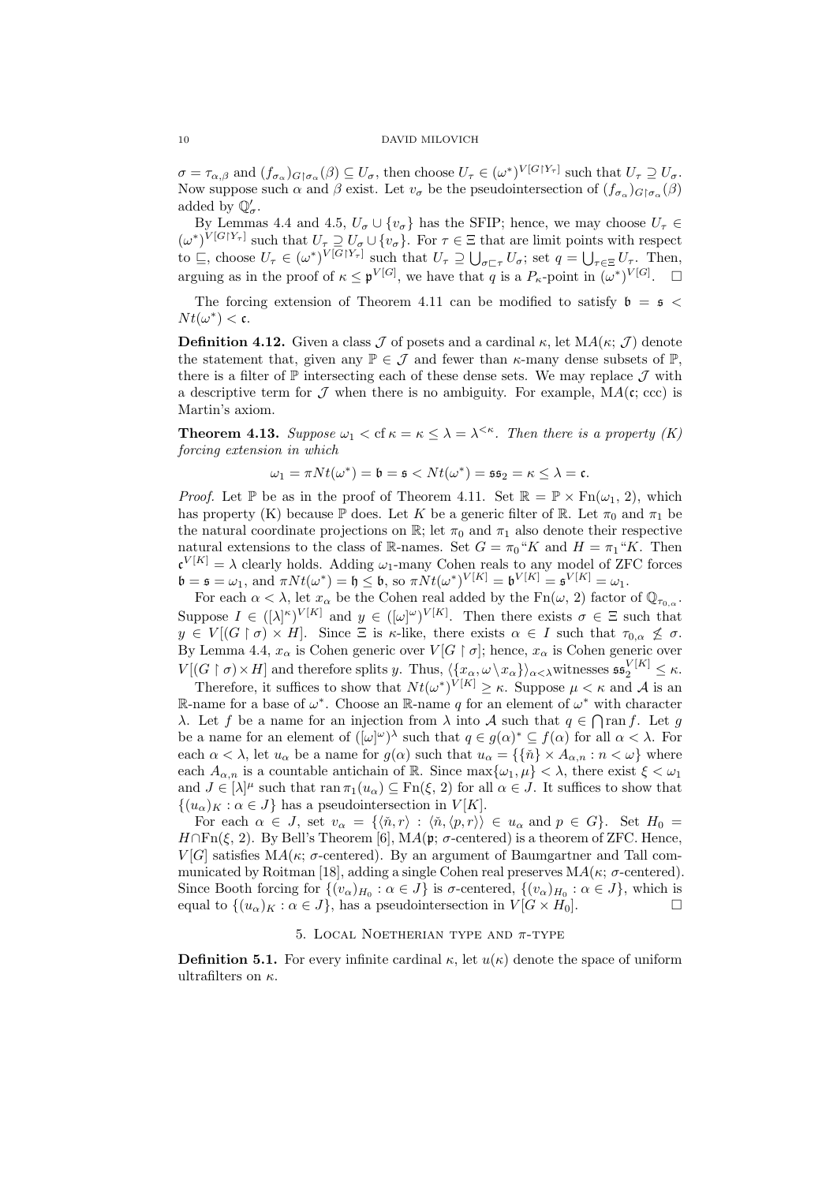$\sigma = \tau_{\alpha,\beta}$ and $(f_{\sigma_\alpha})_{G\restriction\sigma_\alpha}(\beta) \subseteq U_\sigma$, then choose $U_\tau \in (\omega^*)^{V[G\restriction Y_\tau]}$ such that $U_\tau \supseteq U_\sigma$. Now suppose such $\alpha$ and $\beta$ exist. Let $v_\sigma$ be the pseudointersection of $(f_{\sigma_\alpha})_{G\restriction\sigma_\alpha}(\beta)$ added by $\mathbb{Q}'_\sigma$.

By Lemmas 4.4 and 4.5, $U_\sigma \cup \{v_\sigma\}$ has the SFIP; hence, we may choose $U_\tau \in (\omega^*)^{V[G\restriction Y_\tau]}$ such that $U_\tau \supseteq U_\sigma \cup \{v_\sigma\}$. For $\tau \in \Xi$ that are limit points with respect to $\sqsubseteq$, choose $U_\tau \in (\omega^*)^{V[G\restriction Y_\tau]}$ such that $U_\tau \supseteq \bigcup_{\sigma\sqsubset\tau} U_\sigma$; set $q = \bigcup_{\tau\in\Xi} U_\tau$. Then, arguing as in the proof of $\kappa \leq \mathfrak{p}^{V[G]}$, we have that $q$ is a $P_\kappa$-point in $(\omega^*)^{V[G]}$. $\square$

The forcing extension of Theorem 4.11 can be modified to satisfy $\mathfrak{b} = \mathfrak{s} < Nt(\omega^*) < \mathfrak{c}$.

**Definition 4.12.** Given a class $\mathcal{J}$ of posets and a cardinal $\kappa$, let $MA(\kappa;\, \mathcal{J})$ denote the statement that, given any $\mathbb{P} \in \mathcal{J}$ and fewer than $\kappa$-many dense subsets of $\mathbb{P}$, there is a filter of $\mathbb{P}$ intersecting each of these dense sets. We may replace $\mathcal{J}$ with a descriptive term for $\mathcal{J}$ when there is no ambiguity. For example, $MA(\mathfrak{c};\,\text{ccc})$ is Martin's axiom.

**Theorem 4.13.** *Suppose $\omega_1 < \operatorname{cf}\kappa = \kappa \leq \lambda = \lambda^{<\kappa}$. Then there is a property (K) forcing extension in which*

$$\omega_1 = \pi Nt(\omega^*) = \mathfrak{b} = \mathfrak{s} < Nt(\omega^*) = \mathfrak{ss}_2 = \kappa \leq \lambda = \mathfrak{c}.$$

*Proof.* Let $\mathbb{P}$ be as in the proof of Theorem 4.11. Set $\mathbb{R} = \mathbb{P} \times \operatorname{Fn}(\omega_1, 2)$, which has property (K) because $\mathbb{P}$ does. Let $K$ be a generic filter of $\mathbb{R}$. Let $\pi_0$ and $\pi_1$ be the natural coordinate projections on $\mathbb{R}$; let $\pi_0$ and $\pi_1$ also denote their respective natural extensions to the class of $\mathbb{R}$-names. Set $G = \pi_0``K$ and $H = \pi_1``K$. Then $\mathfrak{c}^{V[K]} = \lambda$ clearly holds. Adding $\omega_1$-many Cohen reals to any model of ZFC forces $\mathfrak{b} = \mathfrak{s} = \omega_1$, and $\pi Nt(\omega^*) = \mathfrak{h} \leq \mathfrak{b}$, so $\pi Nt(\omega^*)^{V[K]} = \mathfrak{b}^{V[K]} = \mathfrak{s}^{V[K]} = \omega_1$.

For each $\alpha < \lambda$, let $x_\alpha$ be the Cohen real added by the $\operatorname{Fn}(\omega, 2)$ factor of $\mathbb{Q}_{\tau_{0,\alpha}}$. Suppose $I \in ([\lambda]^\kappa)^{V[K]}$ and $y \in ([\omega]^\omega)^{V[K]}$. Then there exists $\sigma \in \Xi$ such that $y \in V[(G\restriction\sigma) \times H]$. Since $\Xi$ is $\kappa$-like, there exists $\alpha \in I$ such that $\tau_{0,\alpha} \not\leq \sigma$. By Lemma 4.4, $x_\alpha$ is Cohen generic over $V[G\restriction\sigma]$; hence, $x_\alpha$ is Cohen generic over $V[(G\restriction\sigma)\times H]$ and therefore splits $y$. Thus, $\langle\{x_\alpha, \omega\setminus x_\alpha\}\rangle_{\alpha<\lambda}$ witnesses $\mathfrak{ss}_2^{V[K]} \leq \kappa$.

Therefore, it suffices to show that $Nt(\omega^*)^{V[K]} \geq \kappa$. Suppose $\mu < \kappa$ and $\mathcal{A}$ is an $\mathbb{R}$-name for a base of $\omega^*$. Choose an $\mathbb{R}$-name $q$ for an element of $\omega^*$ with character $\lambda$. Let $f$ be a name for an injection from $\lambda$ into $\mathcal{A}$ such that $q \in \bigcap \operatorname{ran} f$. Let $g$ be a name for an element of $([\omega]^\omega)^\lambda$ such that $q \in g(\alpha)^* \subseteq f(\alpha)$ for all $\alpha < \lambda$. For each $\alpha < \lambda$, let $u_\alpha$ be a name for $g(\alpha)$ such that $u_\alpha = \{\{\check{n}\} \times A_{\alpha,n} : n < \omega\}$ where each $A_{\alpha,n}$ is a countable antichain of $\mathbb{R}$. Since $\max\{\omega_1, \mu\} < \lambda$, there exist $\xi < \omega_1$ and $J \in [\lambda]^\mu$ such that $\operatorname{ran}\pi_1(u_\alpha) \subseteq \operatorname{Fn}(\xi, 2)$ for all $\alpha \in J$. It suffices to show that $\{(u_\alpha)_K : \alpha \in J\}$ has a pseudointersection in $V[K]$.

For each $\alpha \in J$, set $v_\alpha = \{\langle\check{n}, r\rangle : \langle\check{n}, \langle p, r\rangle\rangle \in u_\alpha \text{ and } p \in G\}$. Set $H_0 = H \cap \operatorname{Fn}(\xi, 2)$. By Bell's Theorem [6], $MA(\mathfrak{p};\,\sigma\text{-centered})$ is a theorem of ZFC. Hence, $V[G]$ satisfies $MA(\kappa;\,\sigma\text{-centered})$. By an argument of Baumgartner and Tall communicated by Roitman [18], adding a single Cohen real preserves $MA(\kappa;\,\sigma\text{-centered})$. Since Booth forcing for $\{(v_\alpha)_{H_0} : \alpha \in J\}$ is $\sigma$-centered, $\{(v_\alpha)_{H_0} : \alpha \in J\}$, which is equal to $\{(u_\alpha)_K : \alpha \in J\}$, has a pseudointersection in $V[G \times H_0]$. $\square$

## 5. Local Noetherian type and $\pi$-type

**Definition 5.1.** For every infinite cardinal $\kappa$, let $u(\kappa)$ denote the space of uniform ultrafilters on $\kappa$.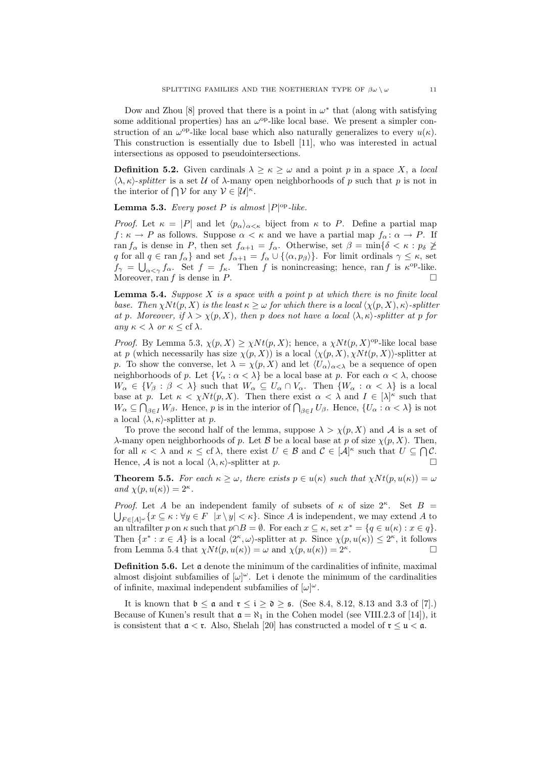Dow and Zhou [8] proved that there is a point in $\omega^*$ that (along with satisfying some additional properties) has an $\omega^{\mathrm{op}}$-like local base. We present a simpler construction of an $\omega^{\mathrm{op}}$-like local base which also naturally generalizes to every $u(\kappa)$. This construction is essentially due to Isbell [11], who was interested in actual intersections as opposed to pseudointersections.

**Definition 5.2.** Given cardinals $\lambda \geq \kappa \geq \omega$ and a point $p$ in a space $X$, a *local* $\langle \lambda, \kappa \rangle$*-splitter* is a set $\mathcal{U}$ of $\lambda$-many open neighborhoods of $p$ such that $p$ is not in the interior of $\bigcap \mathcal{V}$ for any $\mathcal{V} \in [\mathcal{U}]^\kappa$.

**Lemma 5.3.** *Every poset $P$ is almost $|P|^{\mathrm{op}}$-like.*

*Proof.* Let $\kappa = |P|$ and let $\langle p_\alpha \rangle_{\alpha<\kappa}$ biject from $\kappa$ to $P$. Define a partial map $f\colon \kappa \to P$ as follows. Suppose $\alpha < \kappa$ and we have a partial map $f_\alpha\colon \alpha \to P$. If $\operatorname{ran} f_\alpha$ is dense in $P$, then set $f_{\alpha+1} = f_\alpha$. Otherwise, set $\beta = \min\{\delta < \kappa : p_\delta \not\geq q \text{ for all } q \in \operatorname{ran} f_\alpha\}$ and set $f_{\alpha+1} = f_\alpha \cup \{\langle \alpha, p_\beta \rangle\}$. For limit ordinals $\gamma \leq \kappa$, set $f_\gamma = \bigcup_{\alpha<\gamma} f_\alpha$. Set $f = f_\kappa$. Then $f$ is nonincreasing; hence, $\operatorname{ran} f$ is $\kappa^{\mathrm{op}}$-like. Moreover, $\operatorname{ran} f$ is dense in $P$. □

**Lemma 5.4.** *Suppose $X$ is a space with a point $p$ at which there is no finite local base. Then $\chi Nt(p, X)$ is the least $\kappa \geq \omega$ for which there is a local $\langle \chi(p, X), \kappa \rangle$-splitter at $p$. Moreover, if $\lambda > \chi(p, X)$, then $p$ does not have a local $\langle \lambda, \kappa \rangle$-splitter at $p$ for any $\kappa < \lambda$ or $\kappa \leq \operatorname{cf} \lambda$.*

*Proof.* By Lemma 5.3, $\chi(p, X) \geq \chi Nt(p, X)$; hence, a $\chi Nt(p, X)^{\mathrm{op}}$-like local base at $p$ (which necessarily has size $\chi(p, X)$) is a local $\langle \chi(p, X), \chi Nt(p, X) \rangle$-splitter at $p$. To show the converse, let $\lambda = \chi(p, X)$ and let $\langle U_\alpha \rangle_{\alpha<\lambda}$ be a sequence of open neighborhoods of $p$. Let $\{V_\alpha : \alpha < \lambda\}$ be a local base at $p$. For each $\alpha < \lambda$, choose $W_\alpha \in \{V_\beta : \beta < \lambda\}$ such that $W_\alpha \subseteq U_\alpha \cap V_\alpha$. Then $\{W_\alpha : \alpha < \lambda\}$ is a local base at $p$. Let $\kappa < \chi Nt(p, X)$. Then there exist $\alpha < \lambda$ and $I \in [\lambda]^\kappa$ such that $W_\alpha \subseteq \bigcap_{\beta \in I} W_\beta$. Hence, $p$ is in the interior of $\bigcap_{\beta \in I} U_\beta$. Hence, $\{U_\alpha : \alpha < \lambda\}$ is not a local $\langle \lambda, \kappa \rangle$-splitter at $p$.

To prove the second half of the lemma, suppose $\lambda > \chi(p, X)$ and $\mathcal{A}$ is a set of $\lambda$-many open neighborhoods of $p$. Let $\mathcal{B}$ be a local base at $p$ of size $\chi(p, X)$. Then, for all $\kappa < \lambda$ and $\kappa \leq \operatorname{cf} \lambda$, there exist $U \in \mathcal{B}$ and $\mathcal{C} \in [\mathcal{A}]^\kappa$ such that $U \subseteq \bigcap \mathcal{C}$. Hence, $\mathcal{A}$ is not a local $\langle \lambda, \kappa \rangle$-splitter at $p$. □

**Theorem 5.5.** *For each $\kappa \geq \omega$, there exists $p \in u(\kappa)$ such that $\chi Nt(p, u(\kappa)) = \omega$ and $\chi(p, u(\kappa)) = 2^\kappa$.*

*Proof.* Let $A$ be an independent family of subsets of $\kappa$ of size $2^\kappa$. Set $B = \bigcup_{F \in [A]^\omega} \{x \subseteq \kappa : \forall y \in F \ \ |x \setminus y| < \kappa\}$. Since $A$ is independent, we may extend $A$ to an ultrafilter $p$ on $\kappa$ such that $p \cap B = \emptyset$. For each $x \subseteq \kappa$, set $x^* = \{q \in u(\kappa) : x \in q\}$. Then $\{x^* : x \in A\}$ is a local $\langle 2^\kappa, \omega \rangle$-splitter at $p$. Since $\chi(p, u(\kappa)) \leq 2^\kappa$, it follows from Lemma 5.4 that $\chi Nt(p, u(\kappa)) = \omega$ and $\chi(p, u(\kappa)) = 2^\kappa$. □

**Definition 5.6.** Let $\mathfrak{a}$ denote the minimum of the cardinalities of infinite, maximal almost disjoint subfamilies of $[\omega]^\omega$. Let $\mathfrak{i}$ denote the minimum of the cardinalities of infinite, maximal independent subfamilies of $[\omega]^\omega$.

It is known that $\mathfrak{b} \leq \mathfrak{a}$ and $\mathfrak{r} \leq \mathfrak{i} \geq \mathfrak{d} \geq \mathfrak{s}$. (See 8.4, 8.12, 8.13 and 3.3 of [7].) Because of Kunen's result that $\mathfrak{a} = \aleph_1$ in the Cohen model (see VIII.2.3 of [14]), it is consistent that $\mathfrak{a} < \mathfrak{r}$. Also, Shelah [20] has constructed a model of $\mathfrak{r} \leq \mathfrak{u} < \mathfrak{a}$.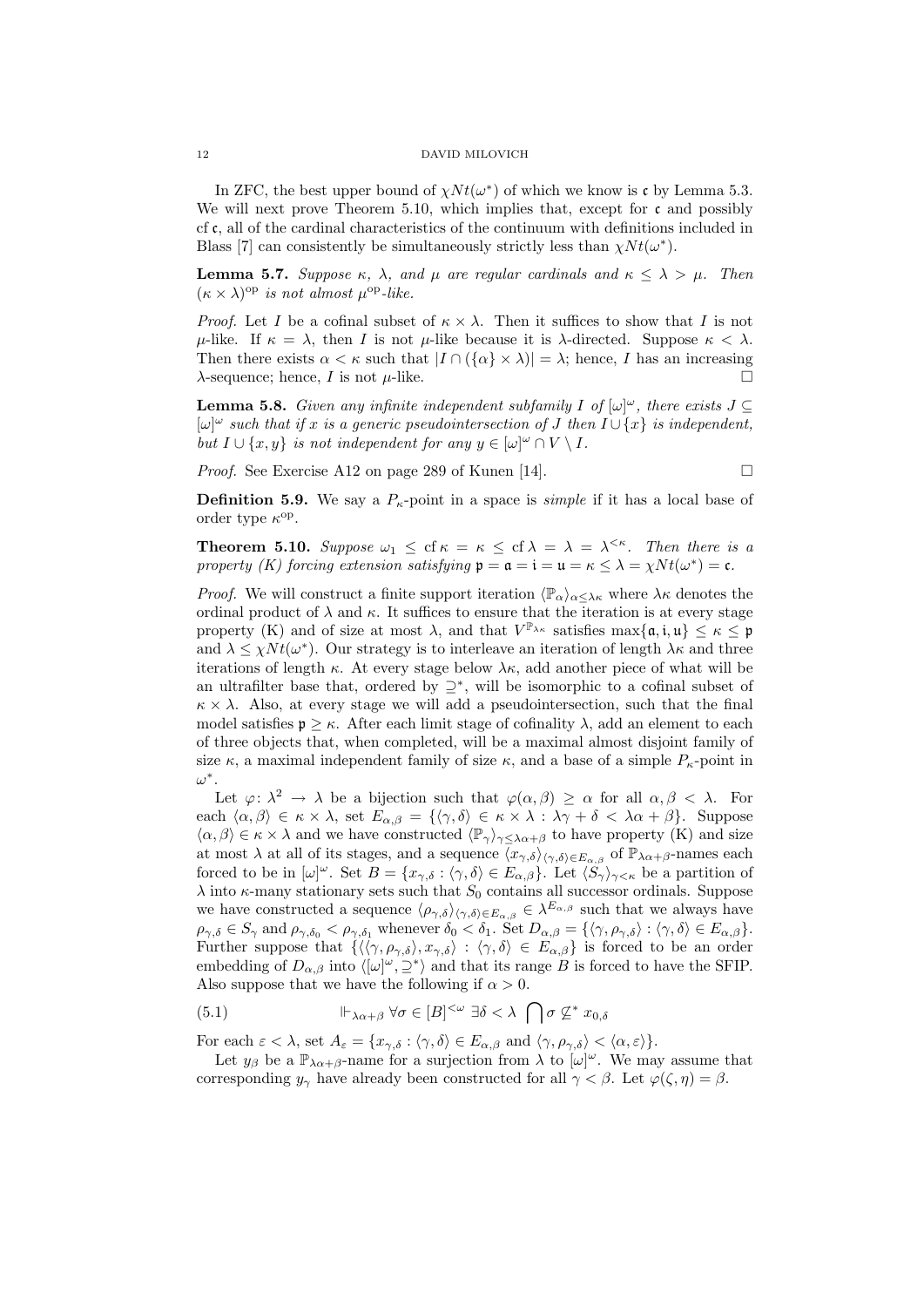In ZFC, the best upper bound of $\chi Nt(\omega^*)$ of which we know is $\mathfrak{c}$ by Lemma 5.3. We will next prove Theorem 5.10, which implies that, except for $\mathfrak{c}$ and possibly $\operatorname{cf} \mathfrak{c}$, all of the cardinal characteristics of the continuum with definitions included in Blass [7] can consistently be simultaneously strictly less than $\chi Nt(\omega^*)$.

**Lemma 5.7.** *Suppose $\kappa$, $\lambda$, and $\mu$ are regular cardinals and $\kappa \leq \lambda > \mu$. Then $(\kappa \times \lambda)^{\mathrm{op}}$ is not almost $\mu^{\mathrm{op}}$-like.*

*Proof.* Let $I$ be a cofinal subset of $\kappa \times \lambda$. Then it suffices to show that $I$ is not $\mu$-like. If $\kappa = \lambda$, then $I$ is not $\mu$-like because it is $\lambda$-directed. Suppose $\kappa < \lambda$. Then there exists $\alpha < \kappa$ such that $|I \cap (\{\alpha\} \times \lambda)| = \lambda$; hence, $I$ has an increasing $\lambda$-sequence; hence, $I$ is not $\mu$-like. $\square$

**Lemma 5.8.** *Given any infinite independent subfamily $I$ of $[\omega]^\omega$, there exists $J \subseteq [\omega]^\omega$ such that if $x$ is a generic pseudointersection of $J$ then $I \cup \{x\}$ is independent, but $I \cup \{x, y\}$ is not independent for any $y \in [\omega]^\omega \cap V \setminus I$.*

*Proof.* See Exercise A12 on page 289 of Kunen [14]. $\square$

**Definition 5.9.** We say a $P_\kappa$-point in a space is *simple* if it has a local base of order type $\kappa^{\mathrm{op}}$.

**Theorem 5.10.** *Suppose $\omega_1 \leq \operatorname{cf} \kappa = \kappa \leq \operatorname{cf} \lambda = \lambda = \lambda^{<\kappa}$. Then there is a property (K) forcing extension satisfying $\mathfrak{p} = \mathfrak{a} = \mathfrak{i} = \mathfrak{u} = \kappa \leq \lambda = \chi Nt(\omega^*) = \mathfrak{c}$.*

*Proof.* We will construct a finite support iteration $\langle \mathbb{P}_\alpha \rangle_{\alpha \leq \lambda\kappa}$ where $\lambda\kappa$ denotes the ordinal product of $\lambda$ and $\kappa$. It suffices to ensure that the iteration is at every stage property (K) and of size at most $\lambda$, and that $V^{\mathbb{P}_{\lambda\kappa}}$ satisfies $\max\{\mathfrak{a}, \mathfrak{i}, \mathfrak{u}\} \leq \kappa \leq \mathfrak{p}$ and $\lambda \leq \chi Nt(\omega^*)$. Our strategy is to interleave an iteration of length $\lambda\kappa$ and three iterations of length $\kappa$. At every stage below $\lambda\kappa$, add another piece of what will be an ultrafilter base that, ordered by $\supseteq^*$, will be isomorphic to a cofinal subset of $\kappa \times \lambda$. Also, at every stage we will add a pseudointersection, such that the final model satisfies $\mathfrak{p} \geq \kappa$. After each limit stage of cofinality $\lambda$, add an element to each of three objects that, when completed, will be a maximal almost disjoint family of size $\kappa$, a maximal independent family of size $\kappa$, and a base of a simple $P_\kappa$-point in $\omega^*$.

Let $\varphi \colon \lambda^2 \to \lambda$ be a bijection such that $\varphi(\alpha, \beta) \geq \alpha$ for all $\alpha, \beta < \lambda$. For each $\langle \alpha, \beta \rangle \in \kappa \times \lambda$, set $E_{\alpha,\beta} = \{\langle \gamma, \delta \rangle \in \kappa \times \lambda : \lambda\gamma + \delta < \lambda\alpha + \beta\}$. Suppose $\langle \alpha, \beta \rangle \in \kappa \times \lambda$ and we have constructed $\langle \mathbb{P}_\gamma \rangle_{\gamma \leq \lambda\alpha+\beta}$ to have property (K) and size at most $\lambda$ at all of its stages, and a sequence $\langle x_{\gamma,\delta} \rangle_{\langle \gamma, \delta \rangle \in E_{\alpha,\beta}}$ of $\mathbb{P}_{\lambda\alpha+\beta}$-names each forced to be in $[\omega]^\omega$. Set $B = \{x_{\gamma,\delta} : \langle \gamma, \delta \rangle \in E_{\alpha,\beta}\}$. Let $\langle S_\gamma \rangle_{\gamma < \kappa}$ be a partition of $\lambda$ into $\kappa$-many stationary sets such that $S_0$ contains all successor ordinals. Suppose we have constructed a sequence $\langle \rho_{\gamma,\delta} \rangle_{\langle \gamma, \delta \rangle \in E_{\alpha,\beta}} \in \lambda^{E_{\alpha,\beta}}$ such that we always have $\rho_{\gamma,\delta} \in S_\gamma$ and $\rho_{\gamma,\delta_0} < \rho_{\gamma,\delta_1}$ whenever $\delta_0 < \delta_1$. Set $D_{\alpha,\beta} = \{\langle \gamma, \rho_{\gamma,\delta} \rangle : \langle \gamma, \delta \rangle \in E_{\alpha,\beta}\}$. Further suppose that $\{\langle \langle \gamma, \rho_{\gamma,\delta} \rangle, x_{\gamma,\delta} \rangle : \langle \gamma, \delta \rangle \in E_{\alpha,\beta}\}$ is forced to be an order embedding of $D_{\alpha,\beta}$ into $\langle [\omega]^\omega, \supseteq^* \rangle$ and that its range $B$ is forced to have the SFIP. Also suppose that we have the following if $\alpha > 0$.

$$\Vdash_{\lambda\alpha+\beta} \forall \sigma \in [B]^{<\omega} \ \exists \delta < \lambda \ \bigcap \sigma \not\subseteq^* x_{0,\delta} \tag{5.1}$$

For each $\varepsilon < \lambda$, set $A_\varepsilon = \{x_{\gamma,\delta} : \langle \gamma, \delta \rangle \in E_{\alpha,\beta} \text{ and } \langle \gamma, \rho_{\gamma,\delta} \rangle < \langle \alpha, \varepsilon \rangle\}$.

Let $y_\beta$ be a $\mathbb{P}_{\lambda\alpha+\beta}$-name for a surjection from $\lambda$ to $[\omega]^\omega$. We may assume that corresponding $y_\gamma$ have already been constructed for all $\gamma < \beta$. Let $\varphi(\zeta, \eta) = \beta$.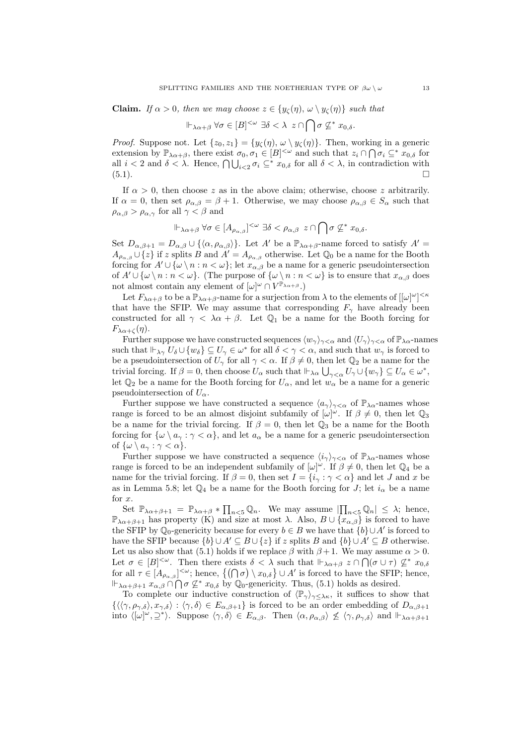**Claim.** *If $\alpha > 0$, then we may choose $z \in \{y_\zeta(\eta),\, \omega \setminus y_\zeta(\eta)\}$ such that*

$$\Vdash_{\lambda\alpha+\beta} \forall \sigma \in [B]^{<\omega}\ \exists \delta < \lambda\ \ z \cap \bigcap \sigma \not\subseteq^* x_{0,\delta}.$$

*Proof.* Suppose not. Let $\{z_0, z_1\} = \{y_\zeta(\eta),\, \omega \setminus y_\zeta(\eta)\}$. Then, working in a generic extension by $\mathbb{P}_{\lambda\alpha+\beta}$, there exist $\sigma_0, \sigma_1 \in [B]^{<\omega}$ and such that $z_i \cap \bigcap \sigma_i \subseteq^* x_{0,\delta}$ for all $i < 2$ and $\delta < \lambda$. Hence, $\bigcap \bigcup_{i<2} \sigma_i \subseteq^* x_{0,\delta}$ for all $\delta < \lambda$, in contradiction with (5.1). □

If $\alpha > 0$, then choose $z$ as in the above claim; otherwise, choose $z$ arbitrarily. If $\alpha = 0$, then set $\rho_{\alpha,\beta} = \beta + 1$. Otherwise, we may choose $\rho_{\alpha,\beta} \in S_\alpha$ such that $\rho_{\alpha,\beta} > \rho_{\alpha,\gamma}$ for all $\gamma < \beta$ and

$$\Vdash_{\lambda\alpha+\beta} \forall \sigma \in [A_{\rho_{\alpha,\beta}}]^{<\omega}\ \exists \delta < \rho_{\alpha,\beta}\ \ z \cap \bigcap \sigma \not\subseteq^* x_{0,\delta}.$$

Set $D_{\alpha,\beta+1} = D_{\alpha,\beta} \cup \{\langle \alpha, \rho_{\alpha,\beta}\rangle\}$. Let $A'$ be a $\mathbb{P}_{\lambda\alpha+\beta}$-name forced to satisfy $A' = A_{\rho_{\alpha,\beta}} \cup \{z\}$ if $z$ splits $B$ and $A' = A_{\rho_{\alpha,\beta}}$ otherwise. Let $\mathbb{Q}_0$ be a name for the Booth forcing for $A' \cup \{\omega \setminus n : n < \omega\}$; let $x_{\alpha,\beta}$ be a name for a generic pseudointersection of $A' \cup \{\omega \setminus n : n < \omega\}$. (The purpose of $\{\omega \setminus n : n < \omega\}$ is to ensure that $x_{\alpha,\beta}$ does not almost contain any element of $[\omega]^\omega \cap V^{\mathbb{P}_{\lambda\alpha+\beta}}$.)

Let $F_{\lambda\alpha+\beta}$ to be a $\mathbb{P}_{\lambda\alpha+\beta}$-name for a surjection from $\lambda$ to the elements of $[[\omega]^\omega]^{<\kappa}$ that have the SFIP. We may assume that corresponding $F_\gamma$ have already been constructed for all $\gamma < \lambda\alpha + \beta$. Let $\mathbb{Q}_1$ be a name for the Booth forcing for $F_{\lambda\alpha+\zeta}(\eta)$.

Further suppose we have constructed sequences $\langle w_\gamma\rangle_{\gamma<\alpha}$ and $\langle U_\gamma\rangle_{\gamma<\alpha}$ of $\mathbb{P}_{\lambda\alpha}$-names such that $\Vdash_{\lambda\gamma} U_\delta \cup \{w_\delta\} \subseteq U_\gamma \in \omega^*$ for all $\delta < \gamma < \alpha$, and such that $w_\gamma$ is forced to be a pseudointersection of $U_\gamma$ for all $\gamma < \alpha$. If $\beta \neq 0$, then let $\mathbb{Q}_2$ be a name for the trivial forcing. If $\beta = 0$, then choose $U_\alpha$ such that $\Vdash_{\lambda\alpha} \bigcup_{\gamma<\alpha} U_\gamma \cup \{w_\gamma\} \subseteq U_\alpha \in \omega^*$, let $\mathbb{Q}_2$ be a name for the Booth forcing for $U_\alpha$, and let $w_\alpha$ be a name for a generic pseudointersection of $U_\alpha$.

Further suppose we have constructed a sequence $\langle a_\gamma\rangle_{\gamma<\alpha}$ of $\mathbb{P}_{\lambda\alpha}$-names whose range is forced to be an almost disjoint subfamily of $[\omega]^\omega$. If $\beta \neq 0$, then let $\mathbb{Q}_3$ be a name for the trivial forcing. If $\beta = 0$, then let $\mathbb{Q}_3$ be a name for the Booth forcing for $\{\omega \setminus a_\gamma : \gamma < \alpha\}$, and let $a_\alpha$ be a name for a generic pseudointersection of $\{\omega \setminus a_\gamma : \gamma < \alpha\}$.

Further suppose we have constructed a sequence $\langle i_\gamma\rangle_{\gamma<\alpha}$ of $\mathbb{P}_{\lambda\alpha}$-names whose range is forced to be an independent subfamily of $[\omega]^\omega$. If $\beta \neq 0$, then let $\mathbb{Q}_4$ be a name for the trivial forcing. If $\beta = 0$, then set $I = \{i_\gamma : \gamma < \alpha\}$ and let $J$ and $x$ be as in Lemma 5.8; let $\mathbb{Q}_4$ be a name for the Booth forcing for $J$; let $i_\alpha$ be a name for $x$.

Set $\mathbb{P}_{\lambda\alpha+\beta+1} = \mathbb{P}_{\lambda\alpha+\beta} * \prod_{n<5} \mathbb{Q}_n$. We may assume $|\prod_{n<5} \mathbb{Q}_n| \leq \lambda$; hence, $\mathbb{P}_{\lambda\alpha+\beta+1}$ has property (K) and size at most $\lambda$. Also, $B \cup \{x_{\alpha,\beta}\}$ is forced to have the SFIP by $\mathbb{Q}_0$-genericity because for every $b \in B$ we have that $\{b\} \cup A'$ is forced to have the SFIP because $\{b\} \cup A' \subseteq B \cup \{z\}$ if $z$ splits $B$ and $\{b\} \cup A' \subseteq B$ otherwise. Let us also show that (5.1) holds if we replace $\beta$ with $\beta + 1$. We may assume $\alpha > 0$. Let $\sigma \in [B]^{<\omega}$. Then there exists $\delta < \lambda$ such that $\Vdash_{\lambda\alpha+\beta} z \cap \bigcap(\sigma \cup \tau) \not\subseteq^* x_{0,\delta}$ for all $\tau \in [A_{\rho_{\alpha,\beta}}]^{<\omega}$; hence, $\{(\bigcap \sigma) \setminus x_{0,\delta}\} \cup A'$ is forced to have the SFIP; hence, $\Vdash_{\lambda\alpha+\beta+1} x_{\alpha,\beta} \cap \bigcap \sigma \not\subseteq^* x_{0,\delta}$ by $\mathbb{Q}_0$-genericity. Thus, (5.1) holds as desired.

To complete our inductive construction of $\langle \mathbb{P}_\gamma\rangle_{\gamma\leq\lambda\kappa}$, it suffices to show that $\{\langle\langle \gamma, \rho_{\gamma,\delta}\rangle, x_{\gamma,\delta}\rangle : \langle \gamma, \delta\rangle \in E_{\alpha,\beta+1}\}$ is forced to be an order embedding of $D_{\alpha,\beta+1}$ into $\langle [\omega]^\omega, \supseteq^*\rangle$. Suppose $\langle \gamma, \delta\rangle \in E_{\alpha,\beta}$. Then $\langle \alpha, \rho_{\alpha,\beta}\rangle \not\leq \langle \gamma, \rho_{\gamma,\delta}\rangle$ and $\Vdash_{\lambda\alpha+\beta+1}$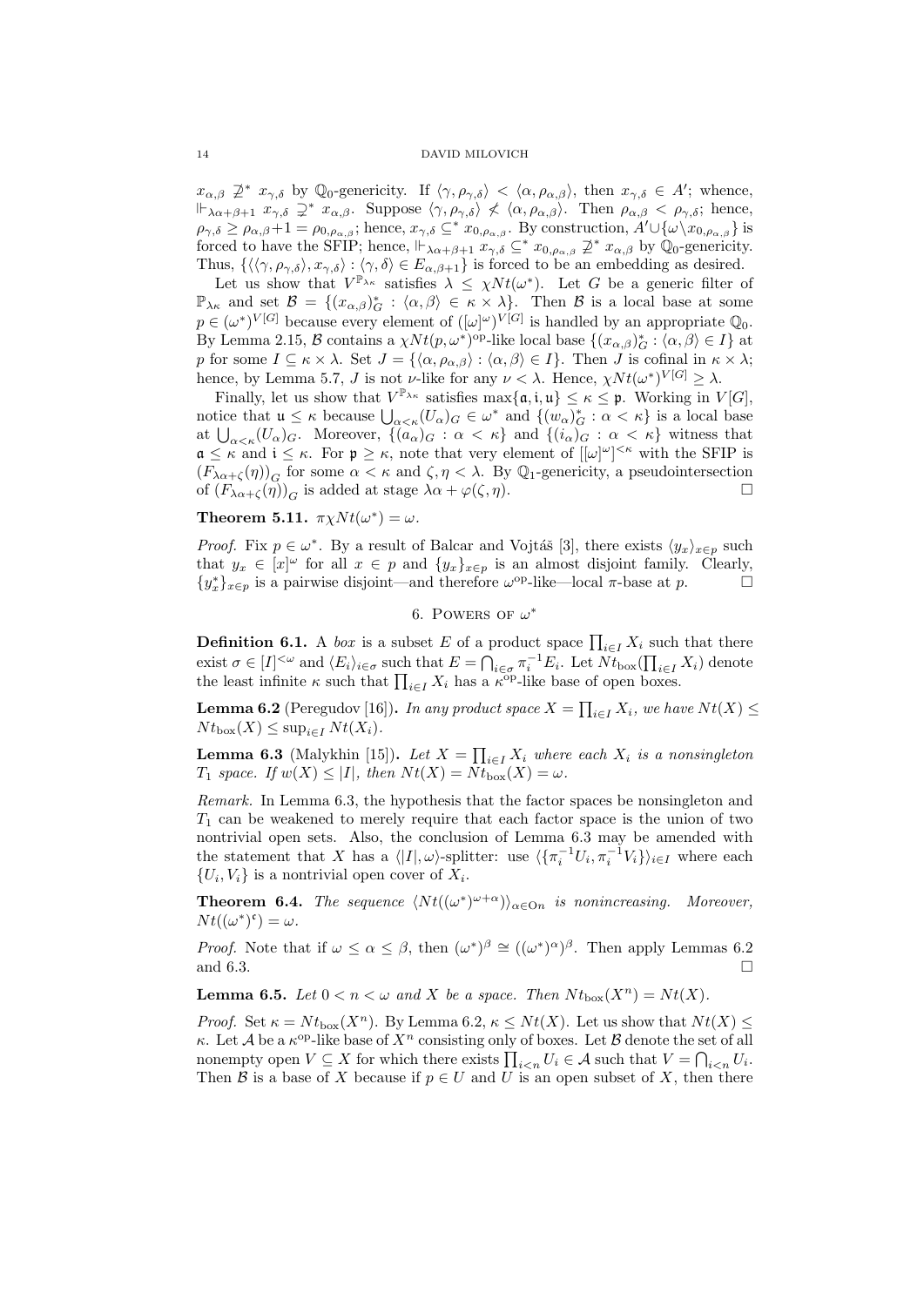$x_{\alpha,\beta} \not\supseteq^* x_{\gamma,\delta}$ by $\mathbb{Q}_0$-genericity. If $\langle \gamma, \rho_{\gamma,\delta} \rangle < \langle \alpha, \rho_{\alpha,\beta} \rangle$, then $x_{\gamma,\delta} \in A'$; whence, $\Vdash_{\lambda\alpha+\beta+1} x_{\gamma,\delta} \supsetneq^* x_{\alpha,\beta}$. Suppose $\langle \gamma, \rho_{\gamma,\delta} \rangle \not< \langle \alpha, \rho_{\alpha,\beta} \rangle$. Then $\rho_{\alpha,\beta} < \rho_{\gamma,\delta}$; hence, $\rho_{\gamma,\delta} \geq \rho_{\alpha,\beta}+1 = \rho_{0,\rho_{\alpha,\beta}}$; hence, $x_{\gamma,\delta} \subseteq^* x_{0,\rho_{\alpha,\beta}}$. By construction, $A' \cup \{\omega \setminus x_{0,\rho_{\alpha,\beta}}\}$ is forced to have the SFIP; hence, $\Vdash_{\lambda\alpha+\beta+1} x_{\gamma,\delta} \subseteq^* x_{0,\rho_{\alpha,\beta}} \not\supseteq^* x_{\alpha,\beta}$ by $\mathbb{Q}_0$-genericity. Thus, $\{\langle\langle \gamma, \rho_{\gamma,\delta}\rangle, x_{\gamma,\delta}\rangle : \langle \gamma, \delta \rangle \in E_{\alpha,\beta+1}\}$ is forced to be an embedding as desired.

Let us show that $V^{\mathbb{P}_{\lambda\kappa}}$ satisfies $\lambda \leq \chi Nt(\omega^*)$. Let $G$ be a generic filter of $\mathbb{P}_{\lambda\kappa}$ and set $\mathcal{B} = \{(x_{\alpha,\beta})^*_G : \langle \alpha, \beta \rangle \in \kappa \times \lambda\}$. Then $\mathcal{B}$ is a local base at some $p \in (\omega^*)^{V[G]}$ because every element of $([\omega]^\omega)^{V[G]}$ is handled by an appropriate $\mathbb{Q}_0$. By Lemma 2.15, $\mathcal{B}$ contains a $\chi Nt(p, \omega^*)^{\mathrm{op}}$-like local base $\{(x_{\alpha,\beta})^*_G : \langle \alpha, \beta \rangle \in I\}$ at $p$ for some $I \subseteq \kappa \times \lambda$. Set $J = \{\langle \alpha, \rho_{\alpha,\beta} \rangle : \langle \alpha, \beta \rangle \in I\}$. Then $J$ is cofinal in $\kappa \times \lambda$; hence, by Lemma 5.7, $J$ is not $\nu$-like for any $\nu < \lambda$. Hence, $\chi Nt(\omega^*)^{V[G]} \geq \lambda$.

Finally, let us show that $V^{\mathbb{P}_{\lambda\kappa}}$ satisfies $\max\{\mathfrak{a}, \mathfrak{i}, \mathfrak{u}\} \leq \kappa \leq \mathfrak{p}$. Working in $V[G]$, notice that $\mathfrak{u} \leq \kappa$ because $\bigcup_{\alpha<\kappa} (U_\alpha)_G \in \omega^*$ and $\{(w_\alpha)^*_G : \alpha < \kappa\}$ is a local base at $\bigcup_{\alpha<\kappa}(U_\alpha)_G$. Moreover, $\{(a_\alpha)_G : \alpha < \kappa\}$ and $\{(i_\alpha)_G : \alpha < \kappa\}$ witness that $\mathfrak{a} \leq \kappa$ and $\mathfrak{i} \leq \kappa$. For $\mathfrak{p} \geq \kappa$, note that very element of $[[\omega]^\omega]^{<\kappa}$ with the SFIP is $(F_{\lambda\alpha+\zeta}(\eta))_G$ for some $\alpha < \kappa$ and $\zeta, \eta < \lambda$. By $\mathbb{Q}_1$-genericity, a pseudointersection of $(F_{\lambda\alpha+\zeta}(\eta))_G$ is added at stage $\lambda\alpha + \varphi(\zeta, \eta)$. $\square$

**Theorem 5.11.** *$\pi\chi Nt(\omega^*) = \omega$.*

*Proof.* Fix $p \in \omega^*$. By a result of Balcar and Vojtáš [3], there exists $\langle y_x \rangle_{x \in p}$ such that $y_x \in [x]^\omega$ for all $x \in p$ and $\{y_x\}_{x\in p}$ is an almost disjoint family. Clearly, $\{y_x^*\}_{x\in p}$ is a pairwise disjoint—and therefore $\omega^{\mathrm{op}}$-like—local $\pi$-base at $p$. $\square$

## 6. Powers of $\omega^*$

**Definition 6.1.** A *box* is a subset $E$ of a product space $\prod_{i\in I} X_i$ such that there exist $\sigma \in [I]^{<\omega}$ and $\langle E_i \rangle_{i\in\sigma}$ such that $E = \bigcap_{i\in\sigma} \pi_i^{-1} E_i$. Let $Nt_{\mathrm{box}}(\prod_{i\in I} X_i)$ denote the least infinite $\kappa$ such that $\prod_{i\in I} X_i$ has a $\kappa^{\mathrm{op}}$-like base of open boxes.

**Lemma 6.2** (Peregudov [16])**.** *In any product space $X = \prod_{i\in I} X_i$, we have $Nt(X) \leq Nt_{\mathrm{box}}(X) \leq \sup_{i\in I} Nt(X_i)$.*

**Lemma 6.3** (Malykhin [15])**.** *Let $X = \prod_{i\in I} X_i$ where each $X_i$ is a nonsingleton $T_1$ space. If $w(X) \leq |I|$, then $Nt(X) = Nt_{\mathrm{box}}(X) = \omega$.*

*Remark.* In Lemma 6.3, the hypothesis that the factor spaces be nonsingleton and $T_1$ can be weakened to merely require that each factor space is the union of two nontrivial open sets. Also, the conclusion of Lemma 6.3 may be amended with the statement that $X$ has a $\langle |I|, \omega \rangle$-splitter: use $\langle \{\pi_i^{-1} U_i, \pi_i^{-1} V_i\} \rangle_{i\in I}$ where each $\{U_i, V_i\}$ is a nontrivial open cover of $X_i$.

**Theorem 6.4.** *The sequence $\langle Nt((\omega^*)^{\omega+\alpha}) \rangle_{\alpha\in\mathrm{On}}$ is nonincreasing. Moreover, $Nt((\omega^*)^{\mathfrak{c}}) = \omega$.*

*Proof.* Note that if $\omega \leq \alpha \leq \beta$, then $(\omega^*)^\beta \cong ((\omega^*)^\alpha)^\beta$. Then apply Lemmas 6.2 and 6.3. $\square$

**Lemma 6.5.** *Let $0 < n < \omega$ and $X$ be a space. Then $Nt_{\mathrm{box}}(X^n) = Nt(X)$.*

*Proof.* Set $\kappa = Nt_{\mathrm{box}}(X^n)$. By Lemma 6.2, $\kappa \leq Nt(X)$. Let us show that $Nt(X) \leq \kappa$. Let $\mathcal{A}$ be a $\kappa^{\mathrm{op}}$-like base of $X^n$ consisting only of boxes. Let $\mathcal{B}$ denote the set of all nonempty open $V \subseteq X$ for which there exists $\prod_{i<n} U_i \in \mathcal{A}$ such that $V = \bigcap_{i<n} U_i$. Then $\mathcal{B}$ is a base of $X$ because if $p \in U$ and $U$ is an open subset of $X$, then there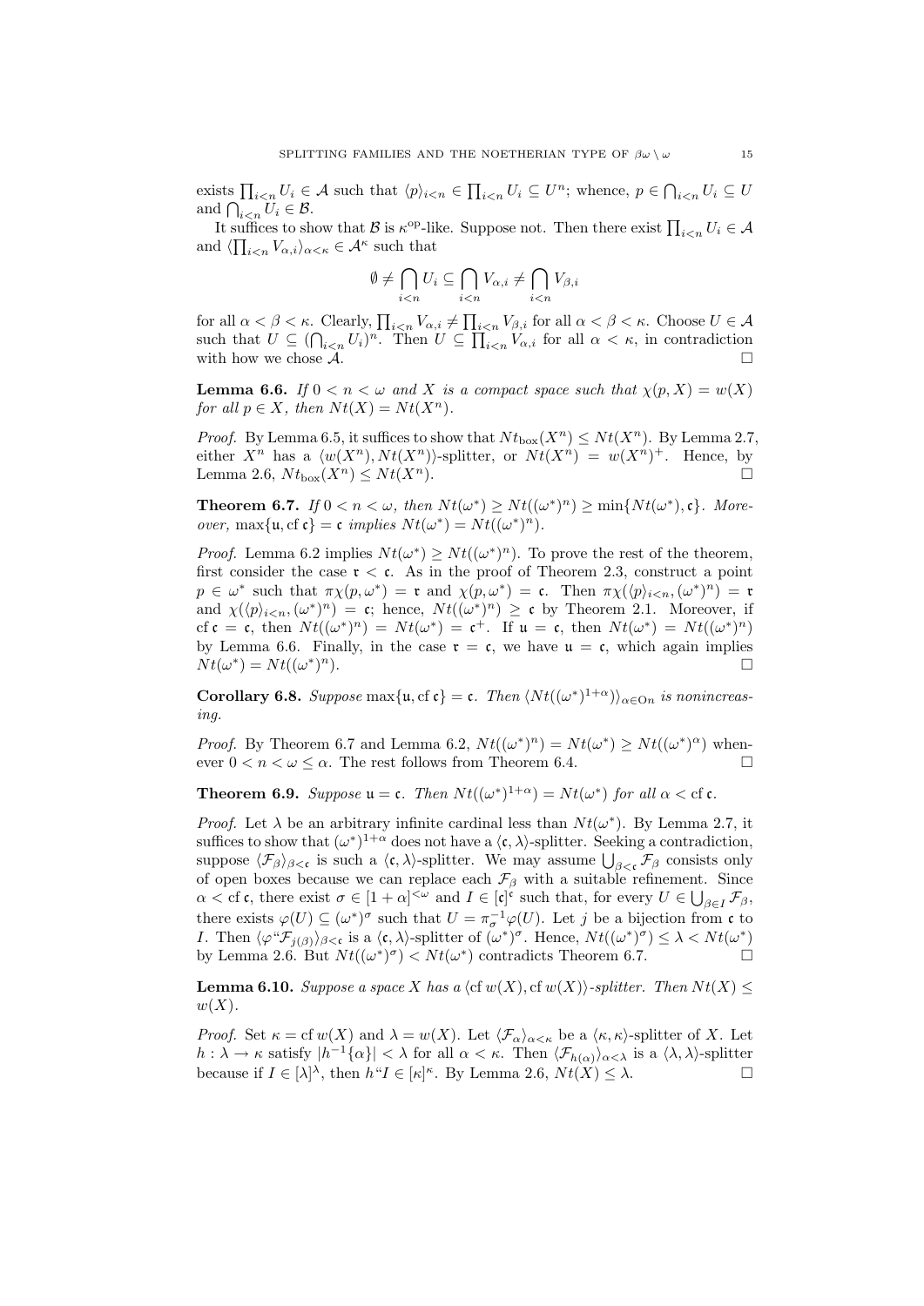exists $\prod_{i<n} U_i \in \mathcal{A}$ such that $\langle p \rangle_{i<n} \in \prod_{i<n} U_i \subseteq U^n$; whence, $p \in \bigcap_{i<n} U_i \subseteq U$ and $\bigcap_{i<n} U_i \in \mathcal{B}$.

It suffices to show that $\mathcal{B}$ is $\kappa^{\mathrm{op}}$-like. Suppose not. Then there exist $\prod_{i<n} U_i \in \mathcal{A}$ and $\langle \prod_{i<n} V_{\alpha,i} \rangle_{\alpha<\kappa} \in \mathcal{A}^\kappa$ such that

$$\emptyset \neq \bigcap_{i<n} U_i \subseteq \bigcap_{i<n} V_{\alpha,i} \neq \bigcap_{i<n} V_{\beta,i}$$

for all $\alpha < \beta < \kappa$. Clearly, $\prod_{i<n} V_{\alpha,i} \neq \prod_{i<n} V_{\beta,i}$ for all $\alpha < \beta < \kappa$. Choose $U \in \mathcal{A}$ such that $U \subseteq (\bigcap_{i<n} U_i)^n$. Then $U \subseteq \prod_{i<n} V_{\alpha,i}$ for all $\alpha < \kappa$, in contradiction with how we chose $\mathcal{A}$. □

**Lemma 6.6.** *If $0 < n < \omega$ and $X$ is a compact space such that $\chi(p, X) = w(X)$ for all $p \in X$, then $Nt(X) = Nt(X^n)$.*

*Proof.* By Lemma 6.5, it suffices to show that $Nt_{\mathrm{box}}(X^n) \leq Nt(X^n)$. By Lemma 2.7, either $X^n$ has a $\langle w(X^n), Nt(X^n) \rangle$-splitter, or $Nt(X^n) = w(X^n)^+$. Hence, by Lemma 2.6, $Nt_{\mathrm{box}}(X^n) \leq Nt(X^n)$. □

**Theorem 6.7.** *If $0 < n < \omega$, then $Nt(\omega^*) \geq Nt((\omega^*)^n) \geq \min\{Nt(\omega^*), \mathfrak{c}\}$. Moreover, $\max\{\mathfrak{u}, \mathrm{cf}\, \mathfrak{c}\} = \mathfrak{c}$ implies $Nt(\omega^*) = Nt((\omega^*)^n)$.*

*Proof.* Lemma 6.2 implies $Nt(\omega^*) \geq Nt((\omega^*)^n)$. To prove the rest of the theorem, first consider the case $\mathfrak{r} < \mathfrak{c}$. As in the proof of Theorem 2.3, construct a point $p \in \omega^*$ such that $\pi\chi(p, \omega^*) = \mathfrak{r}$ and $\chi(p, \omega^*) = \mathfrak{c}$. Then $\pi\chi(\langle p \rangle_{i<n}, (\omega^*)^n) = \mathfrak{r}$ and $\chi(\langle p \rangle_{i<n}, (\omega^*)^n) = \mathfrak{c}$; hence, $Nt((\omega^*)^n) \geq \mathfrak{c}$ by Theorem 2.1. Moreover, if $\mathrm{cf}\, \mathfrak{c} = \mathfrak{c}$, then $Nt((\omega^*)^n) = Nt(\omega^*) = \mathfrak{c}^+$. If $\mathfrak{u} = \mathfrak{c}$, then $Nt(\omega^*) = Nt((\omega^*)^n)$ by Lemma 6.6. Finally, in the case $\mathfrak{r} = \mathfrak{c}$, we have $\mathfrak{u} = \mathfrak{c}$, which again implies $Nt(\omega^*) = Nt((\omega^*)^n)$. □

**Corollary 6.8.** *Suppose $\max\{\mathfrak{u}, \mathrm{cf}\, \mathfrak{c}\} = \mathfrak{c}$. Then $\langle Nt((\omega^*)^{1+\alpha}) \rangle_{\alpha \in \mathrm{On}}$ is nonincreasing.*

*Proof.* By Theorem 6.7 and Lemma 6.2, $Nt((\omega^*)^n) = Nt(\omega^*) \geq Nt((\omega^*)^\alpha)$ whenever $0 < n < \omega \leq \alpha$. The rest follows from Theorem 6.4. □

**Theorem 6.9.** *Suppose $\mathfrak{u} = \mathfrak{c}$. Then $Nt((\omega^*)^{1+\alpha}) = Nt(\omega^*)$ for all $\alpha < \mathrm{cf}\, \mathfrak{c}$.*

*Proof.* Let $\lambda$ be an arbitrary infinite cardinal less than $Nt(\omega^*)$. By Lemma 2.7, it suffices to show that $(\omega^*)^{1+\alpha}$ does not have a $\langle \mathfrak{c}, \lambda \rangle$-splitter. Seeking a contradiction, suppose $\langle \mathcal{F}_\beta \rangle_{\beta<\mathfrak{c}}$ is such a $\langle \mathfrak{c}, \lambda \rangle$-splitter. We may assume $\bigcup_{\beta<\mathfrak{c}} \mathcal{F}_\beta$ consists only of open boxes because we can replace each $\mathcal{F}_\beta$ with a suitable refinement. Since $\alpha < \mathrm{cf}\, \mathfrak{c}$, there exist $\sigma \in [1+\alpha]^{<\omega}$ and $I \in [\mathfrak{c}]^{\mathfrak{c}}$ such that, for every $U \in \bigcup_{\beta \in I} \mathcal{F}_\beta$, there exists $\varphi(U) \subseteq (\omega^*)^\sigma$ such that $U = \pi_\sigma^{-1} \varphi(U)$. Let $j$ be a bijection from $\mathfrak{c}$ to $I$. Then $\langle \varphi``\mathcal{F}_{j(\beta)} \rangle_{\beta<\mathfrak{c}}$ is a $\langle \mathfrak{c}, \lambda \rangle$-splitter of $(\omega^*)^\sigma$. Hence, $Nt((\omega^*)^\sigma) \leq \lambda < Nt(\omega^*)$ by Lemma 2.6. But $Nt((\omega^*)^\sigma) < Nt(\omega^*)$ contradicts Theorem 6.7. □

**Lemma 6.10.** *Suppose a space $X$ has a $\langle \mathrm{cf}\, w(X), \mathrm{cf}\, w(X) \rangle$-splitter. Then $Nt(X) \leq w(X)$.*

*Proof.* Set $\kappa = \mathrm{cf}\, w(X)$ and $\lambda = w(X)$. Let $\langle \mathcal{F}_\alpha \rangle_{\alpha<\kappa}$ be a $\langle \kappa, \kappa \rangle$-splitter of $X$. Let $h : \lambda \to \kappa$ satisfy $|h^{-1}\{\alpha\}| < \lambda$ for all $\alpha < \kappa$. Then $\langle \mathcal{F}_{h(\alpha)} \rangle_{\alpha<\lambda}$ is a $\langle \lambda, \lambda \rangle$-splitter because if $I \in [\lambda]^\lambda$, then $h``I \in [\kappa]^\kappa$. By Lemma 2.6, $Nt(X) \leq \lambda$. □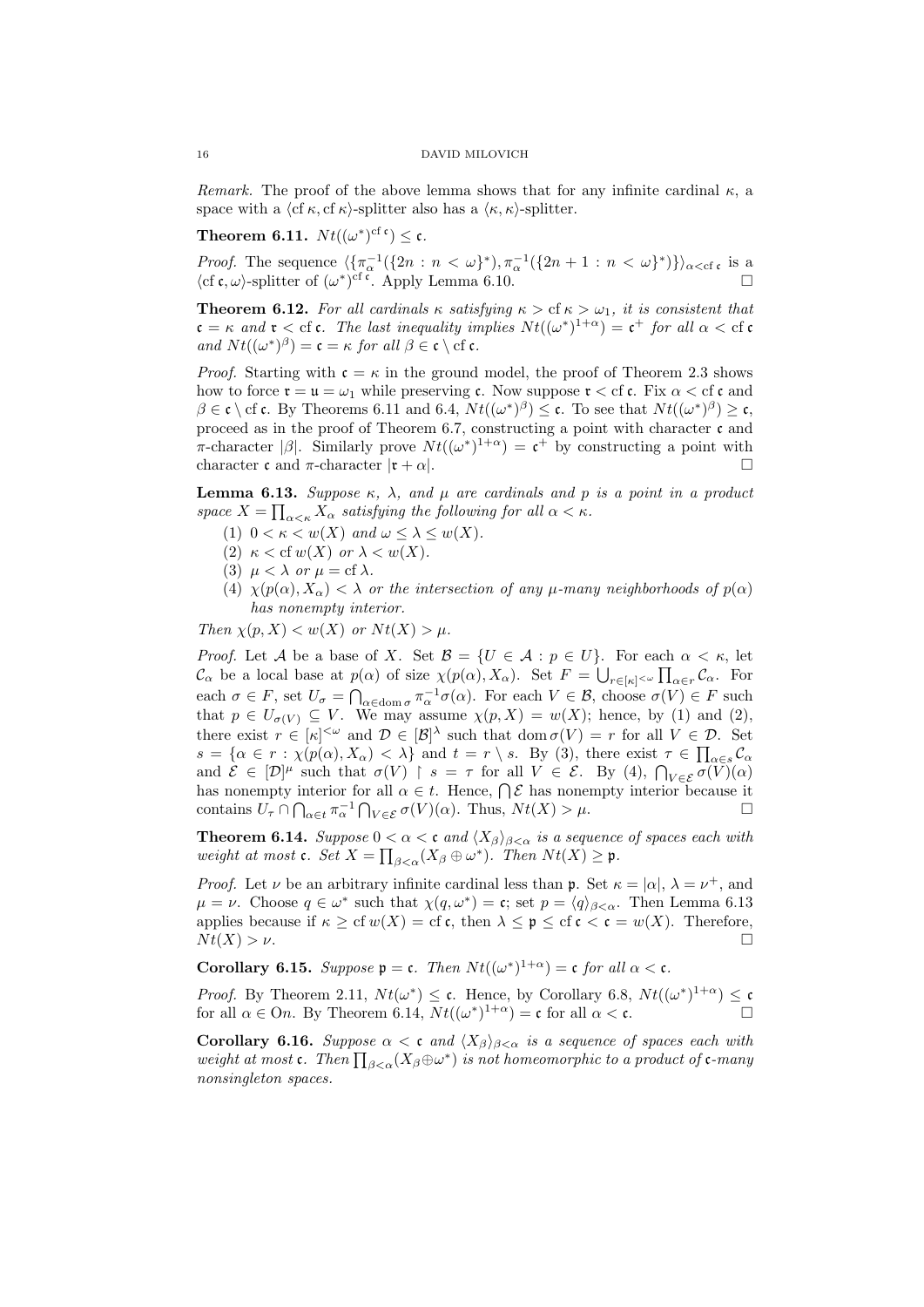*Remark.* The proof of the above lemma shows that for any infinite cardinal $\kappa$, a space with a $\langle \operatorname{cf}\kappa, \operatorname{cf}\kappa\rangle$-splitter also has a $\langle \kappa, \kappa\rangle$-splitter.

**Theorem 6.11.** $Nt((\omega^*)^{\operatorname{cf}\mathfrak{c}}) \leq \mathfrak{c}$.

*Proof.* The sequence $\langle\{\pi_\alpha^{-1}(\{2n : n < \omega\}^*), \pi_\alpha^{-1}(\{2n+1 : n < \omega\}^*)\}\rangle_{\alpha<\operatorname{cf}\mathfrak{c}}$ is a $\langle \operatorname{cf}\mathfrak{c}, \omega\rangle$-splitter of $(\omega^*)^{\operatorname{cf}\mathfrak{c}}$. Apply Lemma 6.10. □

**Theorem 6.12.** *For all cardinals $\kappa$ satisfying $\kappa > \operatorname{cf}\kappa > \omega_1$, it is consistent that $\mathfrak{c} = \kappa$ and $\mathfrak{r} < \operatorname{cf}\mathfrak{c}$. The last inequality implies $Nt((\omega^*)^{1+\alpha}) = \mathfrak{c}^+$ for all $\alpha < \operatorname{cf}\mathfrak{c}$ and $Nt((\omega^*)^\beta) = \mathfrak{c} = \kappa$ for all $\beta \in \mathfrak{c}\setminus\operatorname{cf}\mathfrak{c}$.*

*Proof.* Starting with $\mathfrak{c} = \kappa$ in the ground model, the proof of Theorem 2.3 shows how to force $\mathfrak{r} = \mathfrak{u} = \omega_1$ while preserving $\mathfrak{c}$. Now suppose $\mathfrak{r} < \operatorname{cf}\mathfrak{c}$. Fix $\alpha < \operatorname{cf}\mathfrak{c}$ and $\beta \in \mathfrak{c}\setminus\operatorname{cf}\mathfrak{c}$. By Theorems 6.11 and 6.4, $Nt((\omega^*)^\beta) \leq \mathfrak{c}$. To see that $Nt((\omega^*)^\beta) \geq \mathfrak{c}$, proceed as in the proof of Theorem 6.7, constructing a point with character $\mathfrak{c}$ and $\pi$-character $|\beta|$. Similarly prove $Nt((\omega^*)^{1+\alpha}) = \mathfrak{c}^+$ by constructing a point with character $\mathfrak{c}$ and $\pi$-character $|\mathfrak{r}+\alpha|$. □

**Lemma 6.13.** *Suppose $\kappa$, $\lambda$, and $\mu$ are cardinals and $p$ is a point in a product space $X = \prod_{\alpha<\kappa} X_\alpha$ satisfying the following for all $\alpha < \kappa$.*

1. *$0 < \kappa < w(X)$ and $\omega \leq \lambda \leq w(X)$.*
2. *$\kappa < \operatorname{cf} w(X)$ or $\lambda < w(X)$.*
3. *$\mu < \lambda$ or $\mu = \operatorname{cf}\lambda$.*
4. *$\chi(p(\alpha), X_\alpha) < \lambda$ or the intersection of any $\mu$-many neighborhoods of $p(\alpha)$ has nonempty interior.*

*Then $\chi(p, X) < w(X)$ or $Nt(X) > \mu$.*

*Proof.* Let $\mathcal{A}$ be a base of $X$. Set $\mathcal{B} = \{U \in \mathcal{A} : p \in U\}$. For each $\alpha < \kappa$, let $\mathcal{C}_\alpha$ be a local base at $p(\alpha)$ of size $\chi(p(\alpha), X_\alpha)$. Set $F = \bigcup_{r\in[\kappa]^{<\omega}} \prod_{\alpha\in r} \mathcal{C}_\alpha$. For each $\sigma \in F$, set $U_\sigma = \bigcap_{\alpha\in\operatorname{dom}\sigma} \pi_\alpha^{-1}\sigma(\alpha)$. For each $V \in \mathcal{B}$, choose $\sigma(V) \in F$ such that $p \in U_{\sigma(V)} \subseteq V$. We may assume $\chi(p, X) = w(X)$; hence, by (1) and (2), there exist $r \in [\kappa]^{<\omega}$ and $\mathcal{D} \in [\mathcal{B}]^\lambda$ such that $\operatorname{dom}\sigma(V) = r$ for all $V \in \mathcal{D}$. Set $s = \{\alpha \in r : \chi(p(\alpha), X_\alpha) < \lambda\}$ and $t = r \setminus s$. By (3), there exist $\tau \in \prod_{\alpha\in s}\mathcal{C}_\alpha$ and $\mathcal{E} \in [\mathcal{D}]^\mu$ such that $\sigma(V) \upharpoonright s = \tau$ for all $V \in \mathcal{E}$. By (4), $\bigcap_{V\in\mathcal{E}} \sigma(V)(\alpha)$ has nonempty interior for all $\alpha \in t$. Hence, $\bigcap\mathcal{E}$ has nonempty interior because it contains $U_\tau \cap \bigcap_{\alpha\in t}\pi_\alpha^{-1}\bigcap_{V\in\mathcal{E}}\sigma(V)(\alpha)$. Thus, $Nt(X) > \mu$. □

**Theorem 6.14.** *Suppose $0 < \alpha < \mathfrak{c}$ and $\langle X_\beta\rangle_{\beta<\alpha}$ is a sequence of spaces each with weight at most $\mathfrak{c}$. Set $X = \prod_{\beta<\alpha}(X_\beta \oplus \omega^*)$. Then $Nt(X) \geq \mathfrak{p}$.*

*Proof.* Let $\nu$ be an arbitrary infinite cardinal less than $\mathfrak{p}$. Set $\kappa = |\alpha|$, $\lambda = \nu^+$, and $\mu = \nu$. Choose $q \in \omega^*$ such that $\chi(q, \omega^*) = \mathfrak{c}$; set $p = \langle q\rangle_{\beta<\alpha}$. Then Lemma 6.13 applies because if $\kappa \geq \operatorname{cf} w(X) = \operatorname{cf}\mathfrak{c}$, then $\lambda \leq \mathfrak{p} \leq \operatorname{cf}\mathfrak{c} < \mathfrak{c} = w(X)$. Therefore, $Nt(X) > \nu$. □

**Corollary 6.15.** *Suppose $\mathfrak{p} = \mathfrak{c}$. Then $Nt((\omega^*)^{1+\alpha}) = \mathfrak{c}$ for all $\alpha < \mathfrak{c}$.*

*Proof.* By Theorem 2.11, $Nt(\omega^*) \leq \mathfrak{c}$. Hence, by Corollary 6.8, $Nt((\omega^*)^{1+\alpha}) \leq \mathfrak{c}$ for all $\alpha \in \mathbf{On}$. By Theorem 6.14, $Nt((\omega^*)^{1+\alpha}) = \mathfrak{c}$ for all $\alpha < \mathfrak{c}$. □

**Corollary 6.16.** *Suppose $\alpha < \mathfrak{c}$ and $\langle X_\beta\rangle_{\beta<\alpha}$ is a sequence of spaces each with weight at most $\mathfrak{c}$. Then $\prod_{\beta<\alpha}(X_\beta\oplus\omega^*)$ is not homeomorphic to a product of $\mathfrak{c}$-many nonsingleton spaces.*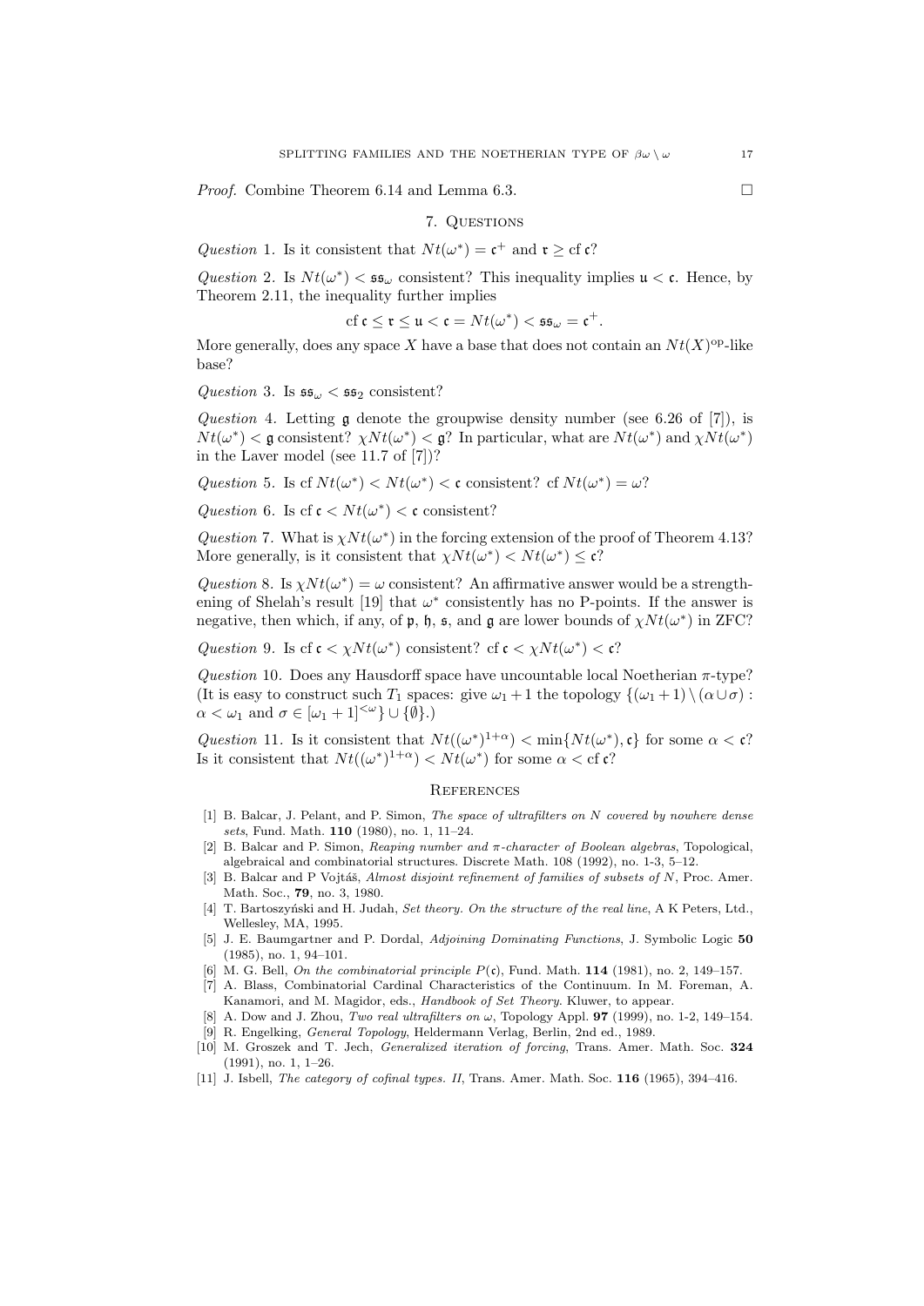*Proof.* Combine Theorem 6.14 and Lemma 6.3. □

## 7. Questions

*Question* 1. Is it consistent that $Nt(\omega^*) = \mathfrak{c}^+$ and $\mathfrak{r} \geq \text{cf}\,\mathfrak{c}$?

*Question* 2. Is $Nt(\omega^*) < \mathfrak{ss}_\omega$ consistent? This inequality implies $\mathfrak{u} < \mathfrak{c}$. Hence, by Theorem 2.11, the inequality further implies

$$\text{cf}\,\mathfrak{c} \leq \mathfrak{r} \leq \mathfrak{u} < \mathfrak{c} = Nt(\omega^*) < \mathfrak{ss}_\omega = \mathfrak{c}^+.$$

More generally, does any space $X$ have a base that does not contain an $Nt(X)^{\text{op}}$-like base?

*Question* 3. Is $\mathfrak{ss}_\omega < \mathfrak{ss}_2$ consistent?

*Question* 4. Letting $\mathfrak{g}$ denote the groupwise density number (see 6.26 of [7]), is $Nt(\omega^*) < \mathfrak{g}$ consistent? $\chi Nt(\omega^*) < \mathfrak{g}$? In particular, what are $Nt(\omega^*)$ and $\chi Nt(\omega^*)$ in the Laver model (see 11.7 of [7])?

*Question* 5. Is $\text{cf}\,Nt(\omega^*) < Nt(\omega^*) < \mathfrak{c}$ consistent? $\text{cf}\,Nt(\omega^*) = \omega$?

*Question* 6. Is $\text{cf}\,\mathfrak{c} < Nt(\omega^*) < \mathfrak{c}$ consistent?

*Question* 7. What is $\chi Nt(\omega^*)$ in the forcing extension of the proof of Theorem 4.13? More generally, is it consistent that $\chi Nt(\omega^*) < Nt(\omega^*) \leq \mathfrak{c}$?

*Question* 8. Is $\chi Nt(\omega^*) = \omega$ consistent? An affirmative answer would be a strengthening of Shelah's result [19] that $\omega^*$ consistently has no P-points. If the answer is negative, then which, if any, of $\mathfrak{p}$, $\mathfrak{h}$, $\mathfrak{s}$, and $\mathfrak{g}$ are lower bounds of $\chi Nt(\omega^*)$ in ZFC?

*Question* 9. Is $\text{cf}\,\mathfrak{c} < \chi Nt(\omega^*)$ consistent? $\text{cf}\,\mathfrak{c} < \chi Nt(\omega^*) < \mathfrak{c}$?

*Question* 10. Does any Hausdorff space have uncountable local Noetherian $\pi$-type? (It is easy to construct such $T_1$ spaces: give $\omega_1 + 1$ the topology $\{(\omega_1 + 1) \setminus (\alpha \cup \sigma) : \alpha < \omega_1 \text{ and } \sigma \in [\omega_1 + 1]^{<\omega}\} \cup \{\emptyset\}$.)

*Question* 11. Is it consistent that $Nt((\omega^*)^{1+\alpha}) < \min\{Nt(\omega^*), \mathfrak{c}\}$ for some $\alpha < \mathfrak{c}$? Is it consistent that $Nt((\omega^*)^{1+\alpha}) < Nt(\omega^*)$ for some $\alpha < \text{cf}\,\mathfrak{c}$?

## References

[1] B. Balcar, J. Pelant, and P. Simon, *The space of ultrafilters on N covered by nowhere dense sets*, Fund. Math. **110** (1980), no. 1, 11–24.

[2] B. Balcar and P. Simon, *Reaping number and π-character of Boolean algebras*, Topological, algebraical and combinatorial structures. Discrete Math. 108 (1992), no. 1-3, 5–12.

[3] B. Balcar and P Vojtáš, *Almost disjoint refinement of families of subsets of N*, Proc. Amer. Math. Soc., **79**, no. 3, 1980.

[4] T. Bartoszyński and H. Judah, *Set theory. On the structure of the real line*, A K Peters, Ltd., Wellesley, MA, 1995.

[5] J. E. Baumgartner and P. Dordal, *Adjoining Dominating Functions*, J. Symbolic Logic **50** (1985), no. 1, 94–101.

[6] M. G. Bell, *On the combinatorial principle $P(\mathfrak{c})$*, Fund. Math. **114** (1981), no. 2, 149–157.

[7] A. Blass, Combinatorial Cardinal Characteristics of the Continuum. In M. Foreman, A. Kanamori, and M. Magidor, eds., *Handbook of Set Theory*. Kluwer, to appear.

[8] A. Dow and J. Zhou, *Two real ultrafilters on ω*, Topology Appl. **97** (1999), no. 1-2, 149–154.

[9] R. Engelking, *General Topology*, Heldermann Verlag, Berlin, 2nd ed., 1989.

[10] M. Groszek and T. Jech, *Generalized iteration of forcing*, Trans. Amer. Math. Soc. **324** (1991), no. 1, 1–26.

[11] J. Isbell, *The category of cofinal types. II*, Trans. Amer. Math. Soc. **116** (1965), 394–416.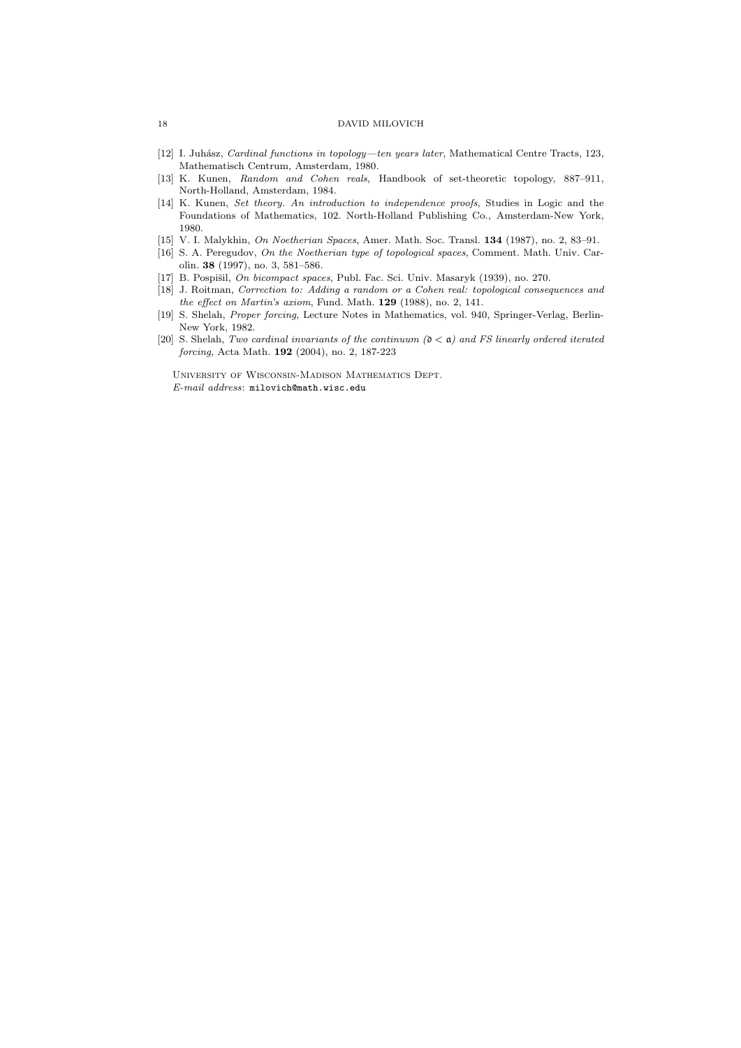[12] I. Juhász, *Cardinal functions in topology—ten years later*, Mathematical Centre Tracts, 123, Mathematisch Centrum, Amsterdam, 1980.

[13] K. Kunen, *Random and Cohen reals*, Handbook of set-theoretic topology, 887–911, North-Holland, Amsterdam, 1984.

[14] K. Kunen, *Set theory. An introduction to independence proofs*, Studies in Logic and the Foundations of Mathematics, 102. North-Holland Publishing Co., Amsterdam-New York, 1980.

[15] V. I. Malykhin, *On Noetherian Spaces*, Amer. Math. Soc. Transl. **134** (1987), no. 2, 83–91.

[16] S. A. Peregudov, *On the Noetherian type of topological spaces*, Comment. Math. Univ. Carolin. **38** (1997), no. 3, 581–586.

[17] B. Pospišil, *On bicompact spaces*, Publ. Fac. Sci. Univ. Masaryk (1939), no. 270.

[18] J. Roitman, *Correction to: Adding a random or a Cohen real: topological consequences and the effect on Martin's axiom*, Fund. Math. **129** (1988), no. 2, 141.

[19] S. Shelah, *Proper forcing*, Lecture Notes in Mathematics, vol. 940, Springer-Verlag, Berlin-New York, 1982.

[20] S. Shelah, *Two cardinal invariants of the continuum ($\mathfrak{d} < \mathfrak{a}$) and FS linearly ordered iterated forcing*, Acta Math. **192** (2004), no. 2, 187-223

University of Wisconsin-Madison Mathematics Dept.
*E-mail address*: milovich@math.wisc.edu